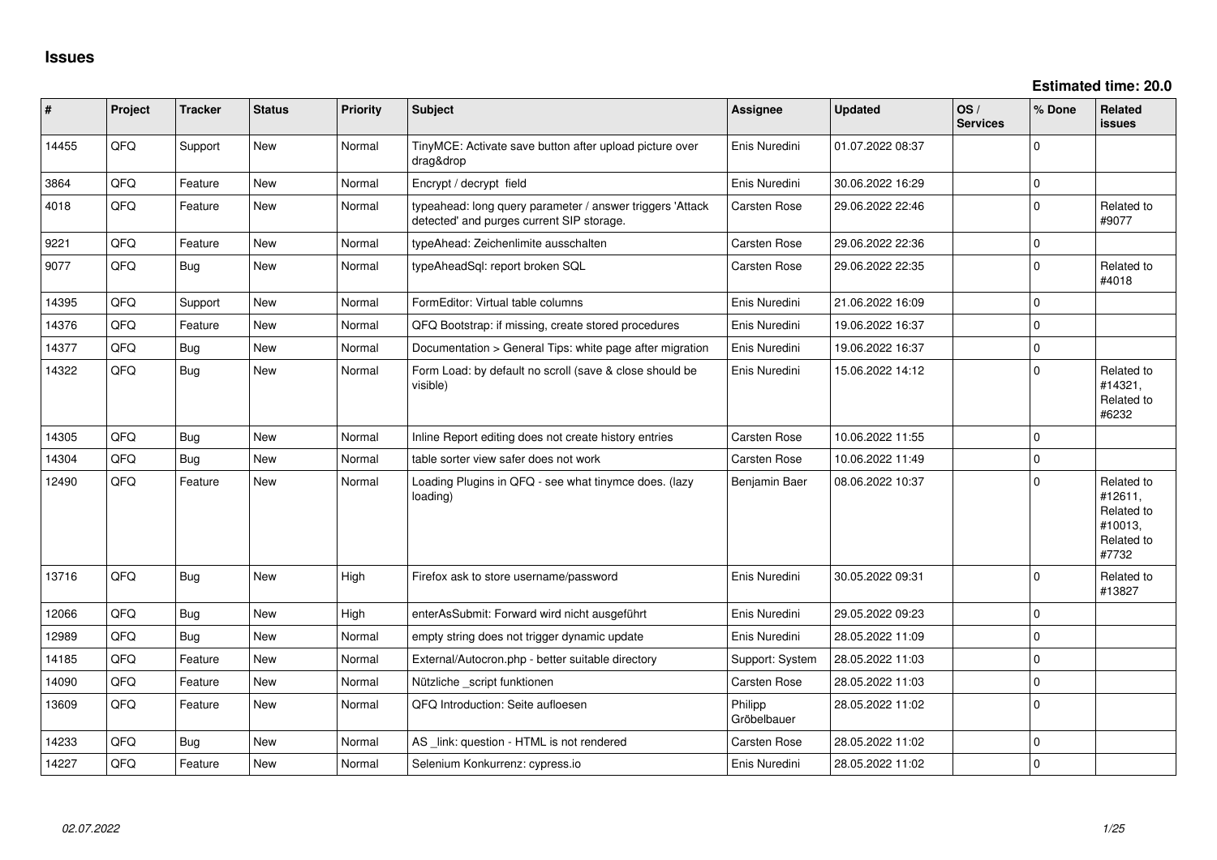# Issues

**Estimated time: 20.0**

| # | Project | Tracker | Status | Priority | Subject | Assignee | Updated | OS / Services | % Done | Related issues |
|---|---|---|---|---|---|---|---|---|---|---|
| 14455 | QFQ | Support | New | Normal | TinyMCE: Activate save button after upload picture over drag&drop | Enis Nuredini | 01.07.2022 08:37 | | 0 | |
| 3864 | QFQ | Feature | New | Normal | Encrypt / decrypt field | Enis Nuredini | 30.06.2022 16:29 | | 0 | |
| 4018 | QFQ | Feature | New | Normal | typeahead: long query parameter / answer triggers 'Attack detected' and purges current SIP storage. | Carsten Rose | 29.06.2022 22:46 | | 0 | Related to #9077 |
| 9221 | QFQ | Feature | New | Normal | typeAhead: Zeichenlimite ausschalten | Carsten Rose | 29.06.2022 22:36 | | 0 | |
| 9077 | QFQ | Bug | New | Normal | typeAheadSql: report broken SQL | Carsten Rose | 29.06.2022 22:35 | | 0 | Related to #4018 |
| 14395 | QFQ | Support | New | Normal | FormEditor: Virtual table columns | Enis Nuredini | 21.06.2022 16:09 | | 0 | |
| 14376 | QFQ | Feature | New | Normal | QFQ Bootstrap: if missing, create stored procedures | Enis Nuredini | 19.06.2022 16:37 | | 0 | |
| 14377 | QFQ | Bug | New | Normal | Documentation > General Tips: white page after migration | Enis Nuredini | 19.06.2022 16:37 | | 0 | |
| 14322 | QFQ | Bug | New | Normal | Form Load: by default no scroll (save & close should be visible) | Enis Nuredini | 15.06.2022 14:12 | | 0 | Related to #14321, Related to #6232 |
| 14305 | QFQ | Bug | New | Normal | Inline Report editing does not create history entries | Carsten Rose | 10.06.2022 11:55 | | 0 | |
| 14304 | QFQ | Bug | New | Normal | table sorter view safer does not work | Carsten Rose | 10.06.2022 11:49 | | 0 | |
| 12490 | QFQ | Feature | New | Normal | Loading Plugins in QFQ - see what tinymce does. (lazy loading) | Benjamin Baer | 08.06.2022 10:37 | | 0 | Related to #12611, Related to #10013, Related to #7732 |
| 13716 | QFQ | Bug | New | High | Firefox ask to store username/password | Enis Nuredini | 30.05.2022 09:31 | | 0 | Related to #13827 |
| 12066 | QFQ | Bug | New | High | enterAsSubmit: Forward wird nicht ausgeführt | Enis Nuredini | 29.05.2022 09:23 | | 0 | |
| 12989 | QFQ | Bug | New | Normal | empty string does not trigger dynamic update | Enis Nuredini | 28.05.2022 11:09 | | 0 | |
| 14185 | QFQ | Feature | New | Normal | External/Autocron.php - better suitable directory | Support: System | 28.05.2022 11:03 | | 0 | |
| 14090 | QFQ | Feature | New | Normal | Nützliche _script funktionen | Carsten Rose | 28.05.2022 11:03 | | 0 | |
| 13609 | QFQ | Feature | New | Normal | QFQ Introduction: Seite aufloesen | Philipp Gröbelbauer | 28.05.2022 11:02 | | 0 | |
| 14233 | QFQ | Bug | New | Normal | AS _link: question - HTML is not rendered | Carsten Rose | 28.05.2022 11:02 | | 0 | |
| 14227 | QFQ | Feature | New | Normal | Selenium Konkurrenz: cypress.io | Enis Nuredini | 28.05.2022 11:02 | | 0 | |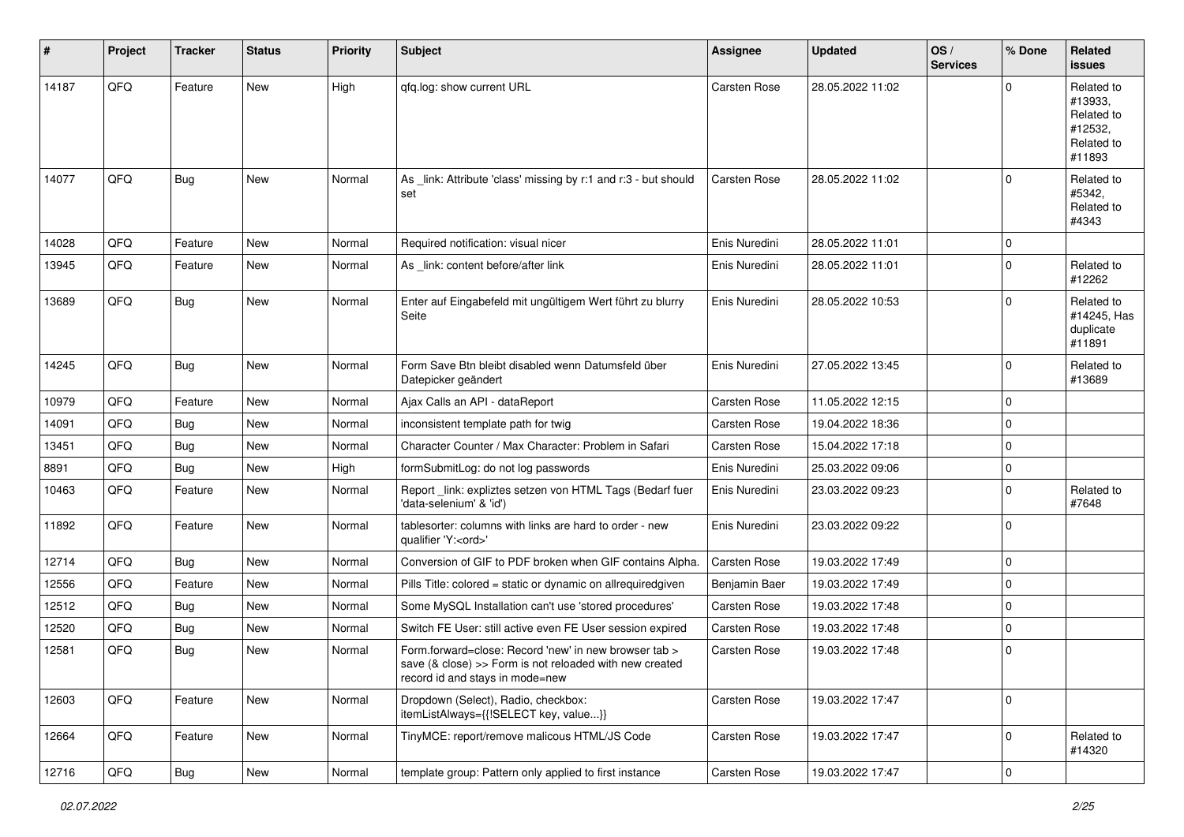| # | Project | Tracker | Status | Priority | Subject | Assignee | Updated | OS / Services | % Done | Related issues |
|---|---|---|---|---|---|---|---|---|---|---|
| 14187 | QFQ | Feature | New | High | qfq.log: show current URL | Carsten Rose | 28.05.2022 11:02 | | 0 | Related to #13933, Related to #12532, Related to #11893 |
| 14077 | QFQ | Bug | New | Normal | As _link: Attribute 'class' missing by r:1 and r:3 - but should set | Carsten Rose | 28.05.2022 11:02 | | 0 | Related to #5342, Related to #4343 |
| 14028 | QFQ | Feature | New | Normal | Required notification: visual nicer | Enis Nuredini | 28.05.2022 11:01 | | 0 | |
| 13945 | QFQ | Feature | New | Normal | As _link: content before/after link | Enis Nuredini | 28.05.2022 11:01 | | 0 | Related to #12262 |
| 13689 | QFQ | Bug | New | Normal | Enter auf Eingabefeld mit ungültigem Wert führt zu blurry Seite | Enis Nuredini | 28.05.2022 10:53 | | 0 | Related to #14245, Has duplicate #11891 |
| 14245 | QFQ | Bug | New | Normal | Form Save Btn bleibt disabled wenn Datumsfeld über Datepicker geändert | Enis Nuredini | 27.05.2022 13:45 | | 0 | Related to #13689 |
| 10979 | QFQ | Feature | New | Normal | Ajax Calls an API - dataReport | Carsten Rose | 11.05.2022 12:15 | | 0 | |
| 14091 | QFQ | Bug | New | Normal | inconsistent template path for twig | Carsten Rose | 19.04.2022 18:36 | | 0 | |
| 13451 | QFQ | Bug | New | Normal | Character Counter / Max Character: Problem in Safari | Carsten Rose | 15.04.2022 17:18 | | 0 | |
| 8891 | QFQ | Bug | New | High | formSubmitLog: do not log passwords | Enis Nuredini | 25.03.2022 09:06 | | 0 | |
| 10463 | QFQ | Feature | New | Normal | Report _link: expliztes setzen von HTML Tags (Bedarf fuer 'data-selenium' & 'id') | Enis Nuredini | 23.03.2022 09:23 | | 0 | Related to #7648 |
| 11892 | QFQ | Feature | New | Normal | tablesorter: columns with links are hard to order - new qualifier 'Y:<ord>' | Enis Nuredini | 23.03.2022 09:22 | | 0 | |
| 12714 | QFQ | Bug | New | Normal | Conversion of GIF to PDF broken when GIF contains Alpha. | Carsten Rose | 19.03.2022 17:49 | | 0 | |
| 12556 | QFQ | Feature | New | Normal | Pills Title: colored = static or dynamic on allrequiredgiven | Benjamin Baer | 19.03.2022 17:49 | | 0 | |
| 12512 | QFQ | Bug | New | Normal | Some MySQL Installation can't use 'stored procedures' | Carsten Rose | 19.03.2022 17:48 | | 0 | |
| 12520 | QFQ | Bug | New | Normal | Switch FE User: still active even FE User session expired | Carsten Rose | 19.03.2022 17:48 | | 0 | |
| 12581 | QFQ | Bug | New | Normal | Form.forward=close: Record 'new' in new browser tab > save (& close) >> Form is not reloaded with new created record id and stays in mode=new | Carsten Rose | 19.03.2022 17:48 | | 0 | |
| 12603 | QFQ | Feature | New | Normal | Dropdown (Select), Radio, checkbox: itemListAlways={{!SELECT key, value...}} | Carsten Rose | 19.03.2022 17:47 | | 0 | |
| 12664 | QFQ | Feature | New | Normal | TinyMCE: report/remove malicous HTML/JS Code | Carsten Rose | 19.03.2022 17:47 | | 0 | Related to #14320 |
| 12716 | QFQ | Bug | New | Normal | template group: Pattern only applied to first instance | Carsten Rose | 19.03.2022 17:47 | | 0 | |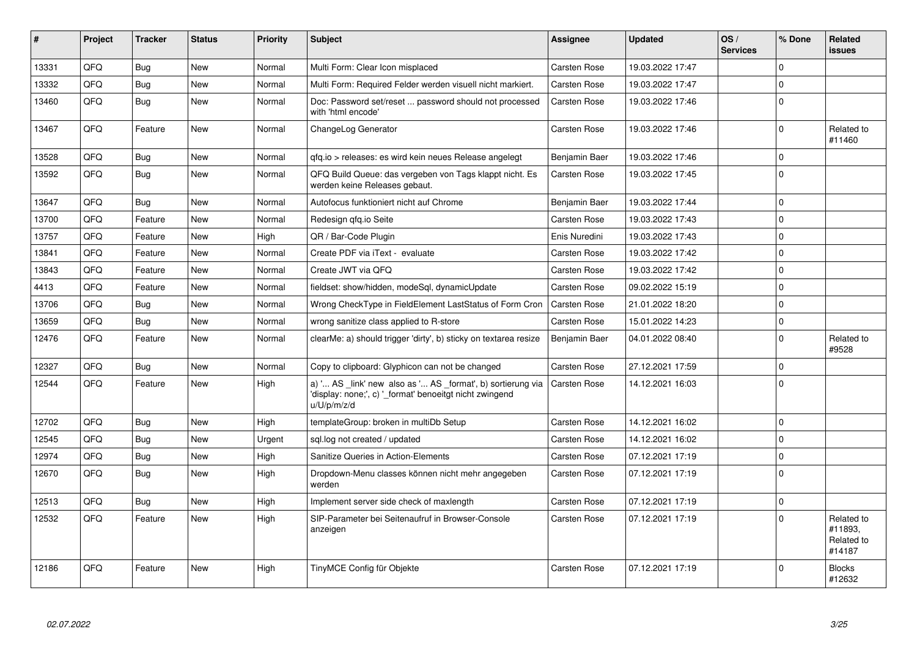| # | Project | Tracker | Status | Priority | Subject | Assignee | Updated | OS / Services | % Done | Related issues |
|---|---|---|---|---|---|---|---|---|---|---|
| 13331 | QFQ | Bug | New | Normal | Multi Form: Clear Icon misplaced | Carsten Rose | 19.03.2022 17:47 | | 0 | |
| 13332 | QFQ | Bug | New | Normal | Multi Form: Required Felder werden visuell nicht markiert. | Carsten Rose | 19.03.2022 17:47 | | 0 | |
| 13460 | QFQ | Bug | New | Normal | Doc: Password set/reset ... password should not processed with 'html encode' | Carsten Rose | 19.03.2022 17:46 | | 0 | |
| 13467 | QFQ | Feature | New | Normal | ChangeLog Generator | Carsten Rose | 19.03.2022 17:46 | | 0 | Related to #11460 |
| 13528 | QFQ | Bug | New | Normal | qfq.io > releases: es wird kein neues Release angelegt | Benjamin Baer | 19.03.2022 17:46 | | 0 | |
| 13592 | QFQ | Bug | New | Normal | QFQ Build Queue: das vergeben von Tags klappt nicht. Es werden keine Releases gebaut. | Carsten Rose | 19.03.2022 17:45 | | 0 | |
| 13647 | QFQ | Bug | New | Normal | Autofocus funktioniert nicht auf Chrome | Benjamin Baer | 19.03.2022 17:44 | | 0 | |
| 13700 | QFQ | Feature | New | Normal | Redesign qfq.io Seite | Carsten Rose | 19.03.2022 17:43 | | 0 | |
| 13757 | QFQ | Feature | New | High | QR / Bar-Code Plugin | Enis Nuredini | 19.03.2022 17:43 | | 0 | |
| 13841 | QFQ | Feature | New | Normal | Create PDF via iText - evaluate | Carsten Rose | 19.03.2022 17:42 | | 0 | |
| 13843 | QFQ | Feature | New | Normal | Create JWT via QFQ | Carsten Rose | 19.03.2022 17:42 | | 0 | |
| 4413 | QFQ | Feature | New | Normal | fieldset: show/hidden, modeSql, dynamicUpdate | Carsten Rose | 09.02.2022 15:19 | | 0 | |
| 13706 | QFQ | Bug | New | Normal | Wrong CheckType in FieldElement LastStatus of Form Cron | Carsten Rose | 21.01.2022 18:20 | | 0 | |
| 13659 | QFQ | Bug | New | Normal | wrong sanitize class applied to R-store | Carsten Rose | 15.01.2022 14:23 | | 0 | |
| 12476 | QFQ | Feature | New | Normal | clearMe: a) should trigger 'dirty', b) sticky on textarea resize | Benjamin Baer | 04.01.2022 08:40 | | 0 | Related to #9528 |
| 12327 | QFQ | Bug | New | Normal | Copy to clipboard: Glyphicon can not be changed | Carsten Rose | 27.12.2021 17:59 | | 0 | |
| 12544 | QFQ | Feature | New | High | a) '... AS _link' new also as '... AS _format', b) sortierung via 'display: none;', c) '_format' benoeitgt nicht zwingend u/U/p/m/z/d | Carsten Rose | 14.12.2021 16:03 | | 0 | |
| 12702 | QFQ | Bug | New | High | templateGroup: broken in multiDb Setup | Carsten Rose | 14.12.2021 16:02 | | 0 | |
| 12545 | QFQ | Bug | New | Urgent | sql.log not created / updated | Carsten Rose | 14.12.2021 16:02 | | 0 | |
| 12974 | QFQ | Bug | New | High | Sanitize Queries in Action-Elements | Carsten Rose | 07.12.2021 17:19 | | 0 | |
| 12670 | QFQ | Bug | New | High | Dropdown-Menu classes können nicht mehr angegeben werden | Carsten Rose | 07.12.2021 17:19 | | 0 | |
| 12513 | QFQ | Bug | New | High | Implement server side check of maxlength | Carsten Rose | 07.12.2021 17:19 | | 0 | |
| 12532 | QFQ | Feature | New | High | SIP-Parameter bei Seitenaufruf in Browser-Console anzeigen | Carsten Rose | 07.12.2021 17:19 | | 0 | Related to #11893, Related to #14187 |
| 12186 | QFQ | Feature | New | High | TinyMCE Config für Objekte | Carsten Rose | 07.12.2021 17:19 | | 0 | Blocks #12632 |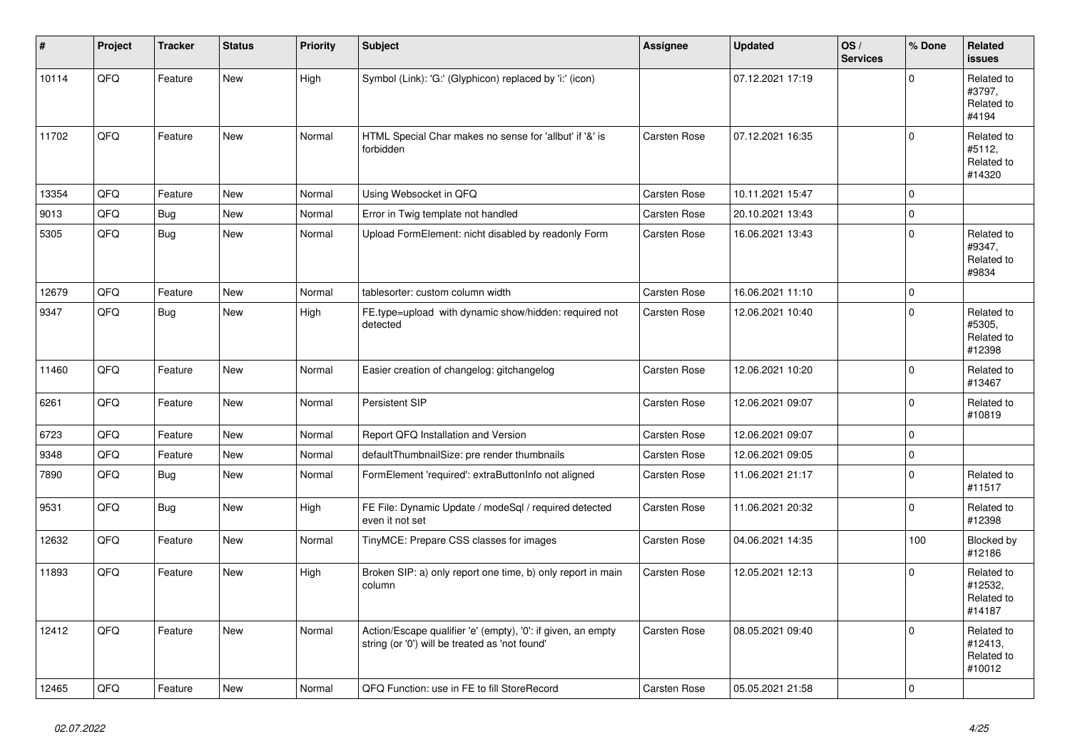| # | Project | Tracker | Status | Priority | Subject | Assignee | Updated | OS / Services | % Done | Related issues |
|---|---|---|---|---|---|---|---|---|---|---|
| 10114 | QFQ | Feature | New | High | Symbol (Link): 'G:' (Glyphicon) replaced by 'i:' (icon) | | 07.12.2021 17:19 | | 0 | Related to #3797, Related to #4194 |
| 11702 | QFQ | Feature | New | Normal | HTML Special Char makes no sense for 'allbut' if '&' is forbidden | Carsten Rose | 07.12.2021 16:35 | | 0 | Related to #5112, Related to #14320 |
| 13354 | QFQ | Feature | New | Normal | Using Websocket in QFQ | Carsten Rose | 10.11.2021 15:47 | | 0 | |
| 9013 | QFQ | Bug | New | Normal | Error in Twig template not handled | Carsten Rose | 20.10.2021 13:43 | | 0 | |
| 5305 | QFQ | Bug | New | Normal | Upload FormElement: nicht disabled by readonly Form | Carsten Rose | 16.06.2021 13:43 | | 0 | Related to #9347, Related to #9834 |
| 12679 | QFQ | Feature | New | Normal | tablesorter: custom column width | Carsten Rose | 16.06.2021 11:10 | | 0 | |
| 9347 | QFQ | Bug | New | High | FE.type=upload with dynamic show/hidden: required not detected | Carsten Rose | 12.06.2021 10:40 | | 0 | Related to #5305, Related to #12398 |
| 11460 | QFQ | Feature | New | Normal | Easier creation of changelog: gitchangelog | Carsten Rose | 12.06.2021 10:20 | | 0 | Related to #13467 |
| 6261 | QFQ | Feature | New | Normal | Persistent SIP | Carsten Rose | 12.06.2021 09:07 | | 0 | Related to #10819 |
| 6723 | QFQ | Feature | New | Normal | Report QFQ Installation and Version | Carsten Rose | 12.06.2021 09:07 | | 0 | |
| 9348 | QFQ | Feature | New | Normal | defaultThumbnailSize: pre render thumbnails | Carsten Rose | 12.06.2021 09:05 | | 0 | |
| 7890 | QFQ | Bug | New | Normal | FormElement 'required': extraButtonInfo not aligned | Carsten Rose | 11.06.2021 21:17 | | 0 | Related to #11517 |
| 9531 | QFQ | Bug | New | High | FE File: Dynamic Update / modeSql / required detected even it not set | Carsten Rose | 11.06.2021 20:32 | | 0 | Related to #12398 |
| 12632 | QFQ | Feature | New | Normal | TinyMCE: Prepare CSS classes for images | Carsten Rose | 04.06.2021 14:35 | | 100 | Blocked by #12186 |
| 11893 | QFQ | Feature | New | High | Broken SIP: a) only report one time, b) only report in main column | Carsten Rose | 12.05.2021 12:13 | | 0 | Related to #12532, Related to #14187 |
| 12412 | QFQ | Feature | New | Normal | Action/Escape qualifier 'e' (empty), '0': if given, an empty string (or '0') will be treated as 'not found' | Carsten Rose | 08.05.2021 09:40 | | 0 | Related to #12413, Related to #10012 |
| 12465 | QFQ | Feature | New | Normal | QFQ Function: use in FE to fill StoreRecord | Carsten Rose | 05.05.2021 21:58 | | 0 | |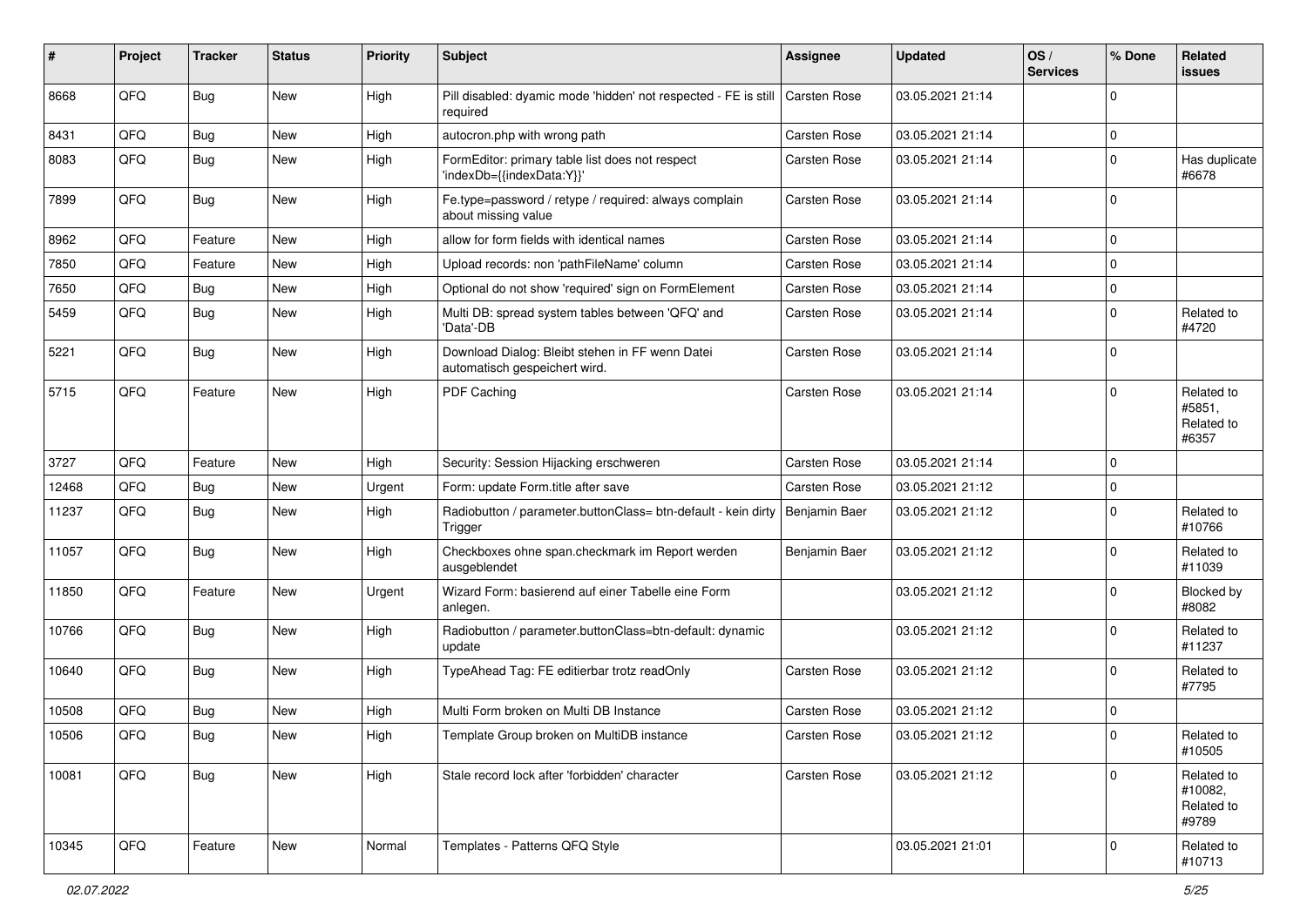| # | Project | Tracker | Status | Priority | Subject | Assignee | Updated | OS / Services | % Done | Related issues |
|---|---|---|---|---|---|---|---|---|---|---|
| 8668 | QFQ | Bug | New | High | Pill disabled: dyamic mode 'hidden' not respected - FE is still required | Carsten Rose | 03.05.2021 21:14 | | 0 | |
| 8431 | QFQ | Bug | New | High | autocron.php with wrong path | Carsten Rose | 03.05.2021 21:14 | | 0 | |
| 8083 | QFQ | Bug | New | High | FormEditor: primary table list does not respect 'indexDb={{indexData:Y}}' | Carsten Rose | 03.05.2021 21:14 | | 0 | Has duplicate #6678 |
| 7899 | QFQ | Bug | New | High | Fe.type=password / retype / required: always complain about missing value | Carsten Rose | 03.05.2021 21:14 | | 0 | |
| 8962 | QFQ | Feature | New | High | allow for form fields with identical names | Carsten Rose | 03.05.2021 21:14 | | 0 | |
| 7850 | QFQ | Feature | New | High | Upload records: non 'pathFileName' column | Carsten Rose | 03.05.2021 21:14 | | 0 | |
| 7650 | QFQ | Bug | New | High | Optional do not show 'required' sign on FormElement | Carsten Rose | 03.05.2021 21:14 | | 0 | |
| 5459 | QFQ | Bug | New | High | Multi DB: spread system tables between 'QFQ' and 'Data'-DB | Carsten Rose | 03.05.2021 21:14 | | 0 | Related to #4720 |
| 5221 | QFQ | Bug | New | High | Download Dialog: Bleibt stehen in FF wenn Datei automatisch gespeichert wird. | Carsten Rose | 03.05.2021 21:14 | | 0 | |
| 5715 | QFQ | Feature | New | High | PDF Caching | Carsten Rose | 03.05.2021 21:14 | | 0 | Related to #5851, Related to #6357 |
| 3727 | QFQ | Feature | New | High | Security: Session Hijacking erschweren | Carsten Rose | 03.05.2021 21:14 | | 0 | |
| 12468 | QFQ | Bug | New | Urgent | Form: update Form.title after save | Carsten Rose | 03.05.2021 21:12 | | 0 | |
| 11237 | QFQ | Bug | New | High | Radiobutton / parameter.buttonClass= btn-default - kein dirty Trigger | Benjamin Baer | 03.05.2021 21:12 | | 0 | Related to #10766 |
| 11057 | QFQ | Bug | New | High | Checkboxes ohne span.checkmark im Report werden ausgeblendet | Benjamin Baer | 03.05.2021 21:12 | | 0 | Related to #11039 |
| 11850 | QFQ | Feature | New | Urgent | Wizard Form: basierend auf einer Tabelle eine Form anlegen. | | 03.05.2021 21:12 | | 0 | Blocked by #8082 |
| 10766 | QFQ | Bug | New | High | Radiobutton / parameter.buttonClass=btn-default: dynamic update | | 03.05.2021 21:12 | | 0 | Related to #11237 |
| 10640 | QFQ | Bug | New | High | TypeAhead Tag: FE editierbar trotz readOnly | Carsten Rose | 03.05.2021 21:12 | | 0 | Related to #7795 |
| 10508 | QFQ | Bug | New | High | Multi Form broken on Multi DB Instance | Carsten Rose | 03.05.2021 21:12 | | 0 | |
| 10506 | QFQ | Bug | New | High | Template Group broken on MultiDB instance | Carsten Rose | 03.05.2021 21:12 | | 0 | Related to #10505 |
| 10081 | QFQ | Bug | New | High | Stale record lock after 'forbidden' character | Carsten Rose | 03.05.2021 21:12 | | 0 | Related to #10082, Related to #9789 |
| 10345 | QFQ | Feature | New | Normal | Templates - Patterns QFQ Style | | 03.05.2021 21:01 | | 0 | Related to #10713 |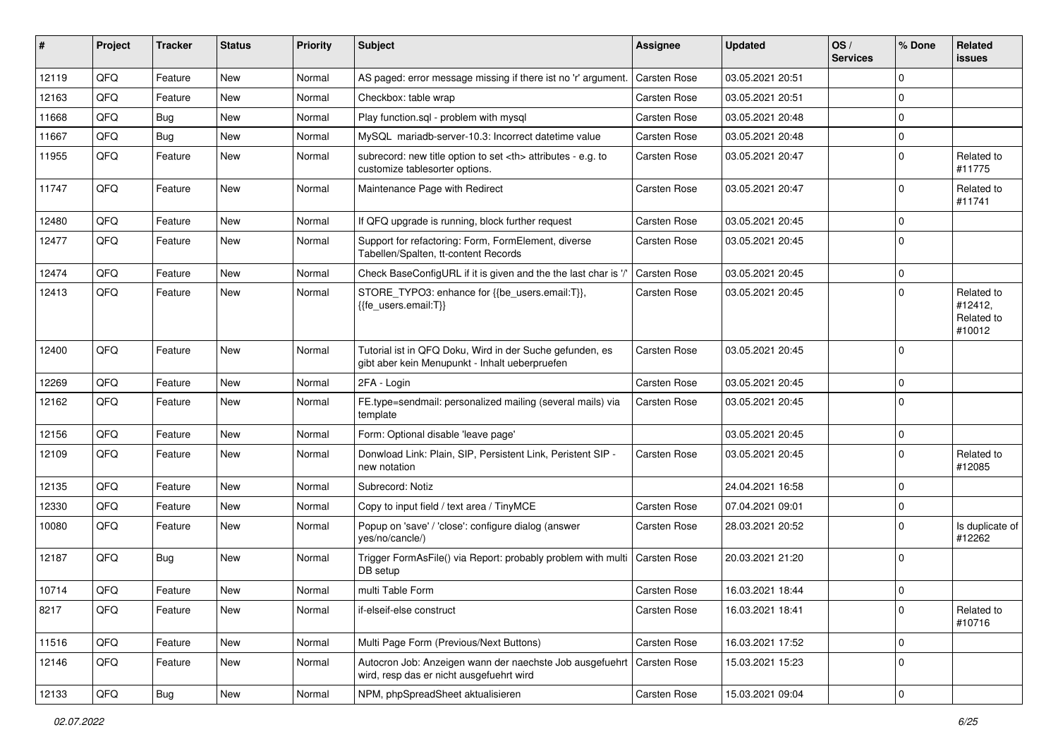| # | Project | Tracker | Status | Priority | Subject | Assignee | Updated | OS / Services | % Done | Related issues |
|---|---|---|---|---|---|---|---|---|---|---|
| 12119 | QFQ | Feature | New | Normal | AS paged: error message missing if there ist no 'r' argument. | Carsten Rose | 03.05.2021 20:51 | | 0 | |
| 12163 | QFQ | Feature | New | Normal | Checkbox: table wrap | Carsten Rose | 03.05.2021 20:51 | | 0 | |
| 11668 | QFQ | Bug | New | Normal | Play function.sql - problem with mysql | Carsten Rose | 03.05.2021 20:48 | | 0 | |
| 11667 | QFQ | Bug | New | Normal | MySQL mariadb-server-10.3: Incorrect datetime value | Carsten Rose | 03.05.2021 20:48 | | 0 | |
| 11955 | QFQ | Feature | New | Normal | subrecord: new title option to set <th> attributes - e.g. to customize tablesorter options. | Carsten Rose | 03.05.2021 20:47 | | 0 | Related to #11775 |
| 11747 | QFQ | Feature | New | Normal | Maintenance Page with Redirect | Carsten Rose | 03.05.2021 20:47 | | 0 | Related to #11741 |
| 12480 | QFQ | Feature | New | Normal | If QFQ upgrade is running, block further request | Carsten Rose | 03.05.2021 20:45 | | 0 | |
| 12477 | QFQ | Feature | New | Normal | Support for refactoring: Form, FormElement, diverse Tabellen/Spalten, tt-content Records | Carsten Rose | 03.05.2021 20:45 | | 0 | |
| 12474 | QFQ | Feature | New | Normal | Check BaseConfigURL if it is given and the the last char is '/' | Carsten Rose | 03.05.2021 20:45 | | 0 | |
| 12413 | QFQ | Feature | New | Normal | STORE_TYPO3: enhance for {{be_users.email:T}}, {{fe_users.email:T}} | Carsten Rose | 03.05.2021 20:45 | | 0 | Related to #12412, Related to #10012 |
| 12400 | QFQ | Feature | New | Normal | Tutorial ist in QFQ Doku, Wird in der Suche gefunden, es gibt aber kein Menupunkt - Inhalt ueberpruefen | Carsten Rose | 03.05.2021 20:45 | | 0 | |
| 12269 | QFQ | Feature | New | Normal | 2FA - Login | Carsten Rose | 03.05.2021 20:45 | | 0 | |
| 12162 | QFQ | Feature | New | Normal | FE.type=sendmail: personalized mailing (several mails) via template | Carsten Rose | 03.05.2021 20:45 | | 0 | |
| 12156 | QFQ | Feature | New | Normal | Form: Optional disable 'leave page' | | 03.05.2021 20:45 | | 0 | |
| 12109 | QFQ | Feature | New | Normal | Donwload Link: Plain, SIP, Persistent Link, Peristent SIP - new notation | Carsten Rose | 03.05.2021 20:45 | | 0 | Related to #12085 |
| 12135 | QFQ | Feature | New | Normal | Subrecord: Notiz | | 24.04.2021 16:58 | | 0 | |
| 12330 | QFQ | Feature | New | Normal | Copy to input field / text area / TinyMCE | Carsten Rose | 07.04.2021 09:01 | | 0 | |
| 10080 | QFQ | Feature | New | Normal | Popup on 'save' / 'close': configure dialog (answer yes/no/cancle/) | Carsten Rose | 28.03.2021 20:52 | | 0 | Is duplicate of #12262 |
| 12187 | QFQ | Bug | New | Normal | Trigger FormAsFile() via Report: probably problem with multi DB setup | Carsten Rose | 20.03.2021 21:20 | | 0 | |
| 10714 | QFQ | Feature | New | Normal | multi Table Form | Carsten Rose | 16.03.2021 18:44 | | 0 | |
| 8217 | QFQ | Feature | New | Normal | if-elseif-else construct | Carsten Rose | 16.03.2021 18:41 | | 0 | Related to #10716 |
| 11516 | QFQ | Feature | New | Normal | Multi Page Form (Previous/Next Buttons) | Carsten Rose | 16.03.2021 17:52 | | 0 | |
| 12146 | QFQ | Feature | New | Normal | Autocron Job: Anzeigen wann der naechste Job ausgefuehrt wird, resp das er nicht ausgefuehrt wird | Carsten Rose | 15.03.2021 15:23 | | 0 | |
| 12133 | QFQ | Bug | New | Normal | NPM, phpSpreadSheet aktualisieren | Carsten Rose | 15.03.2021 09:04 | | 0 | |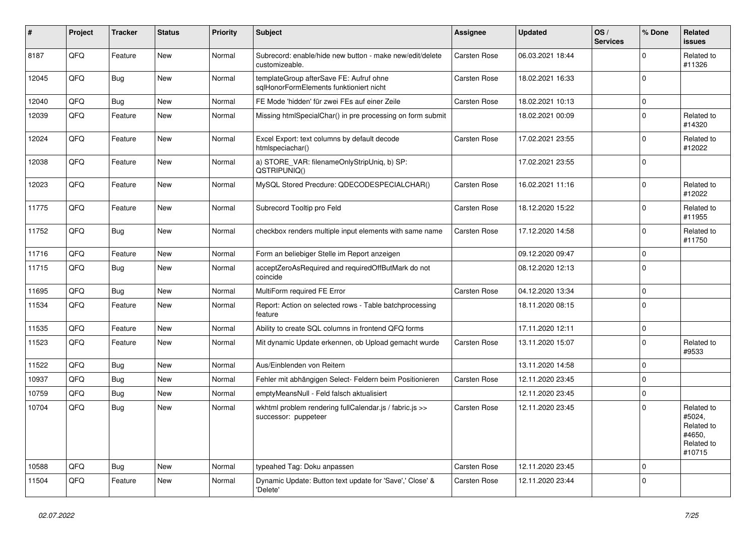| # | Project | Tracker | Status | Priority | Subject | Assignee | Updated | OS / Services | % Done | Related issues |
|---|---|---|---|---|---|---|---|---|---|---|
| 8187 | QFQ | Feature | New | Normal | Subrecord: enable/hide new button - make new/edit/delete customizeable. | Carsten Rose | 06.03.2021 18:44 | | 0 | Related to #11326 |
| 12045 | QFQ | Bug | New | Normal | templateGroup afterSave FE: Aufruf ohne sqlHonorFormElements funktioniert nicht | Carsten Rose | 18.02.2021 16:33 | | 0 | |
| 12040 | QFQ | Bug | New | Normal | FE Mode 'hidden' für zwei FEs auf einer Zeile | Carsten Rose | 18.02.2021 10:13 | | 0 | |
| 12039 | QFQ | Feature | New | Normal | Missing htmlSpecialChar() in pre processing on form submit | | 18.02.2021 00:09 | | 0 | Related to #14320 |
| 12024 | QFQ | Feature | New | Normal | Excel Export: text columns by default decode htmlspeciachar() | Carsten Rose | 17.02.2021 23:55 | | 0 | Related to #12022 |
| 12038 | QFQ | Feature | New | Normal | a) STORE_VAR: filenameOnlyStripUniq, b) SP: QSTRIPUNIQ() | | 17.02.2021 23:55 | | 0 | |
| 12023 | QFQ | Feature | New | Normal | MySQL Stored Precdure: QDECODESPECIALCHAR() | Carsten Rose | 16.02.2021 11:16 | | 0 | Related to #12022 |
| 11775 | QFQ | Feature | New | Normal | Subrecord Tooltip pro Feld | Carsten Rose | 18.12.2020 15:22 | | 0 | Related to #11955 |
| 11752 | QFQ | Bug | New | Normal | checkbox renders multiple input elements with same name | Carsten Rose | 17.12.2020 14:58 | | 0 | Related to #11750 |
| 11716 | QFQ | Feature | New | Normal | Form an beliebiger Stelle im Report anzeigen | | 09.12.2020 09:47 | | 0 | |
| 11715 | QFQ | Bug | New | Normal | acceptZeroAsRequired and requiredOffButMark do not coincide | | 08.12.2020 12:13 | | 0 | |
| 11695 | QFQ | Bug | New | Normal | MultiForm required FE Error | Carsten Rose | 04.12.2020 13:34 | | 0 | |
| 11534 | QFQ | Feature | New | Normal | Report: Action on selected rows - Table batchprocessing feature | | 18.11.2020 08:15 | | 0 | |
| 11535 | QFQ | Feature | New | Normal | Ability to create SQL columns in frontend QFQ forms | | 17.11.2020 12:11 | | 0 | |
| 11523 | QFQ | Feature | New | Normal | Mit dynamic Update erkennen, ob Upload gemacht wurde | Carsten Rose | 13.11.2020 15:07 | | 0 | Related to #9533 |
| 11522 | QFQ | Bug | New | Normal | Aus/Einblenden von Reitern | | 13.11.2020 14:58 | | 0 | |
| 10937 | QFQ | Bug | New | Normal | Fehler mit abhängigen Select- Feldern beim Positionieren | Carsten Rose | 12.11.2020 23:45 | | 0 | |
| 10759 | QFQ | Bug | New | Normal | emptyMeansNull - Feld falsch aktualisiert | | 12.11.2020 23:45 | | 0 | |
| 10704 | QFQ | Bug | New | Normal | wkhtml problem rendering fullCalendar.js / fabric.js >> successor: puppeteer | Carsten Rose | 12.11.2020 23:45 | | 0 | Related to #5024, Related to #4650, Related to #10715 |
| 10588 | QFQ | Bug | New | Normal | typeahed Tag: Doku anpassen | Carsten Rose | 12.11.2020 23:45 | | 0 | |
| 11504 | QFQ | Feature | New | Normal | Dynamic Update: Button text update for 'Save',' Close' & 'Delete' | Carsten Rose | 12.11.2020 23:44 | | 0 | |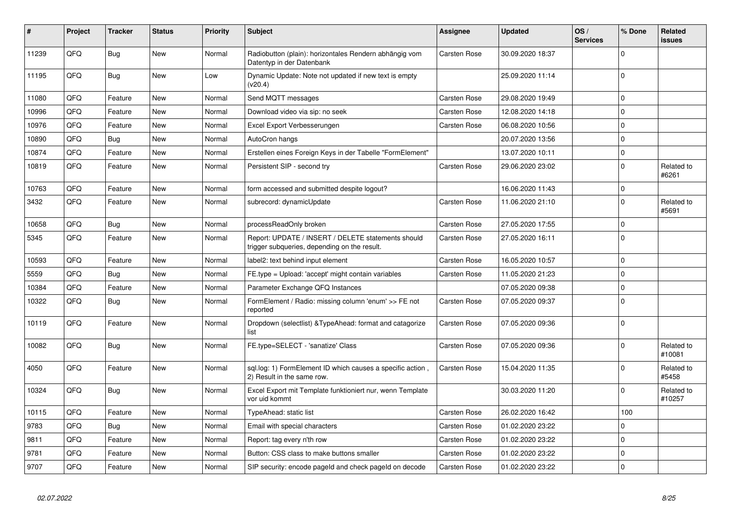| # | Project | Tracker | Status | Priority | Subject | Assignee | Updated | OS / Services | % Done | Related issues |
|---|---|---|---|---|---|---|---|---|---|---|
| 11239 | QFQ | Bug | New | Normal | Radiobutton (plain): horizontales Rendern abhängig vom Datentyp in der Datenbank | Carsten Rose | 30.09.2020 18:37 | | 0 | |
| 11195 | QFQ | Bug | New | Low | Dynamic Update: Note not updated if new text is empty (v20.4) | | 25.09.2020 11:14 | | 0 | |
| 11080 | QFQ | Feature | New | Normal | Send MQTT messages | Carsten Rose | 29.08.2020 19:49 | | 0 | |
| 10996 | QFQ | Feature | New | Normal | Download video via sip: no seek | Carsten Rose | 12.08.2020 14:18 | | 0 | |
| 10976 | QFQ | Feature | New | Normal | Excel Export Verbesserungen | Carsten Rose | 06.08.2020 10:56 | | 0 | |
| 10890 | QFQ | Bug | New | Normal | AutoCron hangs | | 20.07.2020 13:56 | | 0 | |
| 10874 | QFQ | Feature | New | Normal | Erstellen eines Foreign Keys in der Tabelle "FormElement" | | 13.07.2020 10:11 | | 0 | |
| 10819 | QFQ | Feature | New | Normal | Persistent SIP - second try | Carsten Rose | 29.06.2020 23:02 | | 0 | Related to #6261 |
| 10763 | QFQ | Feature | New | Normal | form accessed and submitted despite logout? | | 16.06.2020 11:43 | | 0 | |
| 3432 | QFQ | Feature | New | Normal | subrecord: dynamicUpdate | Carsten Rose | 11.06.2020 21:10 | | 0 | Related to #5691 |
| 10658 | QFQ | Bug | New | Normal | processReadOnly broken | Carsten Rose | 27.05.2020 17:55 | | 0 | |
| 5345 | QFQ | Feature | New | Normal | Report: UPDATE / INSERT / DELETE statements should trigger subqueries, depending on the result. | Carsten Rose | 27.05.2020 16:11 | | 0 | |
| 10593 | QFQ | Feature | New | Normal | label2: text behind input element | Carsten Rose | 16.05.2020 10:57 | | 0 | |
| 5559 | QFQ | Bug | New | Normal | FE.type = Upload: 'accept' might contain variables | Carsten Rose | 11.05.2020 21:23 | | 0 | |
| 10384 | QFQ | Feature | New | Normal | Parameter Exchange QFQ Instances | | 07.05.2020 09:38 | | 0 | |
| 10322 | QFQ | Bug | New | Normal | FormElement / Radio: missing column 'enum' >> FE not reported | Carsten Rose | 07.05.2020 09:37 | | 0 | |
| 10119 | QFQ | Feature | New | Normal | Dropdown (selectlist) &TypeAhead: format and catagorize list | Carsten Rose | 07.05.2020 09:36 | | 0 | |
| 10082 | QFQ | Bug | New | Normal | FE.type=SELECT - 'sanatize' Class | Carsten Rose | 07.05.2020 09:36 | | 0 | Related to #10081 |
| 4050 | QFQ | Feature | New | Normal | sql.log: 1) FormElement ID which causes a specific action , 2) Result in the same row. | Carsten Rose | 15.04.2020 11:35 | | 0 | Related to #5458 |
| 10324 | QFQ | Bug | New | Normal | Excel Export mit Template funktioniert nur, wenn Template vor uid kommt | | 30.03.2020 11:20 | | 0 | Related to #10257 |
| 10115 | QFQ | Feature | New | Normal | TypeAhead: static list | Carsten Rose | 26.02.2020 16:42 | | 100 | |
| 9783 | QFQ | Bug | New | Normal | Email with special characters | Carsten Rose | 01.02.2020 23:22 | | 0 | |
| 9811 | QFQ | Feature | New | Normal | Report: tag every n'th row | Carsten Rose | 01.02.2020 23:22 | | 0 | |
| 9781 | QFQ | Feature | New | Normal | Button: CSS class to make buttons smaller | Carsten Rose | 01.02.2020 23:22 | | 0 | |
| 9707 | QFQ | Feature | New | Normal | SIP security: encode pageId and check pageId on decode | Carsten Rose | 01.02.2020 23:22 | | 0 | |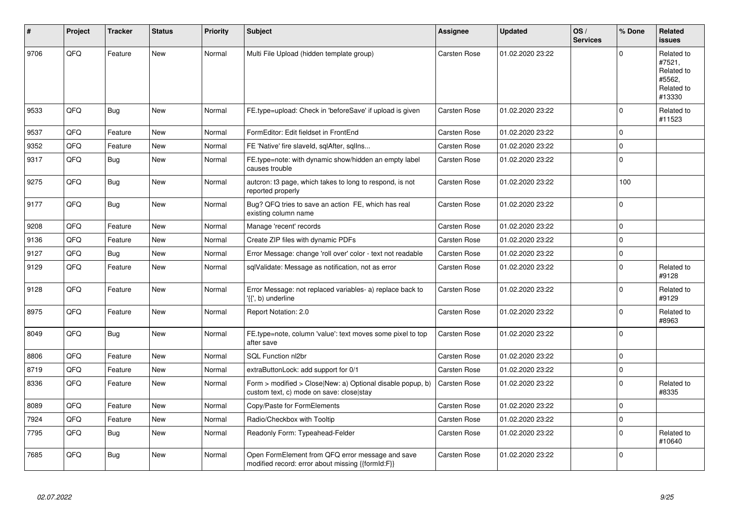| # | Project | Tracker | Status | Priority | Subject | Assignee | Updated | OS / Services | % Done | Related issues |
|---|---|---|---|---|---|---|---|---|---|---|
| 9706 | QFQ | Feature | New | Normal | Multi File Upload (hidden template group) | Carsten Rose | 01.02.2020 23:22 | | 0 | Related to #7521, Related to #5562, Related to #13330 |
| 9533 | QFQ | Bug | New | Normal | FE.type=upload: Check in 'beforeSave' if upload is given | Carsten Rose | 01.02.2020 23:22 | | 0 | Related to #11523 |
| 9537 | QFQ | Feature | New | Normal | FormEditor: Edit fieldset in FrontEnd | Carsten Rose | 01.02.2020 23:22 | | 0 | |
| 9352 | QFQ | Feature | New | Normal | FE 'Native' fire slaveId, sqlAfter, sqlIns... | Carsten Rose | 01.02.2020 23:22 | | 0 | |
| 9317 | QFQ | Bug | New | Normal | FE.type=note: with dynamic show/hidden an empty label causes trouble | Carsten Rose | 01.02.2020 23:22 | | 0 | |
| 9275 | QFQ | Bug | New | Normal | autcron: t3 page, which takes to long to respond, is not reported properly | Carsten Rose | 01.02.2020 23:22 | | 100 | |
| 9177 | QFQ | Bug | New | Normal | Bug? QFQ tries to save an action FE, which has real existing column name | Carsten Rose | 01.02.2020 23:22 | | 0 | |
| 9208 | QFQ | Feature | New | Normal | Manage 'recent' records | Carsten Rose | 01.02.2020 23:22 | | 0 | |
| 9136 | QFQ | Feature | New | Normal | Create ZIP files with dynamic PDFs | Carsten Rose | 01.02.2020 23:22 | | 0 | |
| 9127 | QFQ | Bug | New | Normal | Error Message: change 'roll over' color - text not readable | Carsten Rose | 01.02.2020 23:22 | | 0 | |
| 9129 | QFQ | Feature | New | Normal | sqlValidate: Message as notification, not as error | Carsten Rose | 01.02.2020 23:22 | | 0 | Related to #9128 |
| 9128 | QFQ | Feature | New | Normal | Error Message: not replaced variables- a) replace back to '{{', b) underline | Carsten Rose | 01.02.2020 23:22 | | 0 | Related to #9129 |
| 8975 | QFQ | Feature | New | Normal | Report Notation: 2.0 | Carsten Rose | 01.02.2020 23:22 | | 0 | Related to #8963 |
| 8049 | QFQ | Bug | New | Normal | FE.type=note, column 'value': text moves some pixel to top after save | Carsten Rose | 01.02.2020 23:22 | | 0 | |
| 8806 | QFQ | Feature | New | Normal | SQL Function nl2br | Carsten Rose | 01.02.2020 23:22 | | 0 | |
| 8719 | QFQ | Feature | New | Normal | extraButtonLock: add support for 0/1 | Carsten Rose | 01.02.2020 23:22 | | 0 | |
| 8336 | QFQ | Feature | New | Normal | Form > modified > Close\|New: a) Optional disable popup, b) custom text, c) mode on save: close\|stay | Carsten Rose | 01.02.2020 23:22 | | 0 | Related to #8335 |
| 8089 | QFQ | Feature | New | Normal | Copy/Paste for FormElements | Carsten Rose | 01.02.2020 23:22 | | 0 | |
| 7924 | QFQ | Feature | New | Normal | Radio/Checkbox with Tooltip | Carsten Rose | 01.02.2020 23:22 | | 0 | |
| 7795 | QFQ | Bug | New | Normal | Readonly Form: Typeahead-Felder | Carsten Rose | 01.02.2020 23:22 | | 0 | Related to #10640 |
| 7685 | QFQ | Bug | New | Normal | Open FormElement from QFQ error message and save modified record: error about missing {{formId:F}} | Carsten Rose | 01.02.2020 23:22 | | 0 | |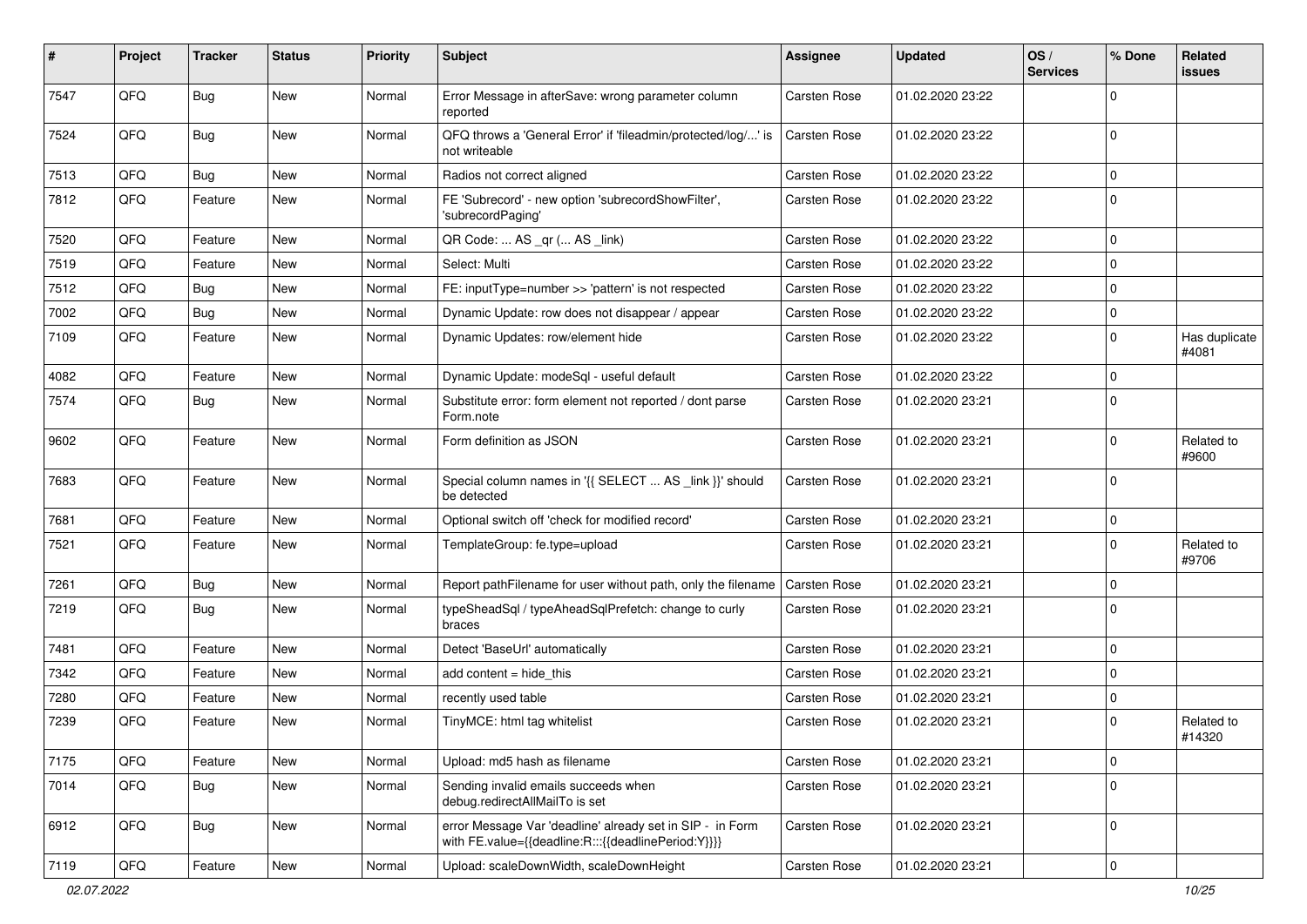| # | Project | Tracker | Status | Priority | Subject | Assignee | Updated | OS / Services | % Done | Related issues |
|---|---|---|---|---|---|---|---|---|---|---|
| 7547 | QFQ | Bug | New | Normal | Error Message in afterSave: wrong parameter column reported | Carsten Rose | 01.02.2020 23:22 | | 0 | |
| 7524 | QFQ | Bug | New | Normal | QFQ throws a 'General Error' if 'fileadmin/protected/log/...' is not writeable | Carsten Rose | 01.02.2020 23:22 | | 0 | |
| 7513 | QFQ | Bug | New | Normal | Radios not correct aligned | Carsten Rose | 01.02.2020 23:22 | | 0 | |
| 7812 | QFQ | Feature | New | Normal | FE 'Subrecord' - new option 'subrecordShowFilter', 'subrecordPaging' | Carsten Rose | 01.02.2020 23:22 | | 0 | |
| 7520 | QFQ | Feature | New | Normal | QR Code: ... AS _qr (... AS _link) | Carsten Rose | 01.02.2020 23:22 | | 0 | |
| 7519 | QFQ | Feature | New | Normal | Select: Multi | Carsten Rose | 01.02.2020 23:22 | | 0 | |
| 7512 | QFQ | Bug | New | Normal | FE: inputType=number >> 'pattern' is not respected | Carsten Rose | 01.02.2020 23:22 | | 0 | |
| 7002 | QFQ | Bug | New | Normal | Dynamic Update: row does not disappear / appear | Carsten Rose | 01.02.2020 23:22 | | 0 | |
| 7109 | QFQ | Feature | New | Normal | Dynamic Updates: row/element hide | Carsten Rose | 01.02.2020 23:22 | | 0 | Has duplicate #4081 |
| 4082 | QFQ | Feature | New | Normal | Dynamic Update: modeSql - useful default | Carsten Rose | 01.02.2020 23:22 | | 0 | |
| 7574 | QFQ | Bug | New | Normal | Substitute error: form element not reported / dont parse Form.note | Carsten Rose | 01.02.2020 23:21 | | 0 | |
| 9602 | QFQ | Feature | New | Normal | Form definition as JSON | Carsten Rose | 01.02.2020 23:21 | | 0 | Related to #9600 |
| 7683 | QFQ | Feature | New | Normal | Special column names in '{{ SELECT ... AS _link }}' should be detected | Carsten Rose | 01.02.2020 23:21 | | 0 | |
| 7681 | QFQ | Feature | New | Normal | Optional switch off 'check for modified record' | Carsten Rose | 01.02.2020 23:21 | | 0 | |
| 7521 | QFQ | Feature | New | Normal | TemplateGroup: fe.type=upload | Carsten Rose | 01.02.2020 23:21 | | 0 | Related to #9706 |
| 7261 | QFQ | Bug | New | Normal | Report pathFilename for user without path, only the filename | Carsten Rose | 01.02.2020 23:21 | | 0 | |
| 7219 | QFQ | Bug | New | Normal | typeSheadSql / typeAheadSqlPrefetch: change to curly braces | Carsten Rose | 01.02.2020 23:21 | | 0 | |
| 7481 | QFQ | Feature | New | Normal | Detect 'BaseUrl' automatically | Carsten Rose | 01.02.2020 23:21 | | 0 | |
| 7342 | QFQ | Feature | New | Normal | add content = hide_this | Carsten Rose | 01.02.2020 23:21 | | 0 | |
| 7280 | QFQ | Feature | New | Normal | recently used table | Carsten Rose | 01.02.2020 23:21 | | 0 | |
| 7239 | QFQ | Feature | New | Normal | TinyMCE: html tag whitelist | Carsten Rose | 01.02.2020 23:21 | | 0 | Related to #14320 |
| 7175 | QFQ | Feature | New | Normal | Upload: md5 hash as filename | Carsten Rose | 01.02.2020 23:21 | | 0 | |
| 7014 | QFQ | Bug | New | Normal | Sending invalid emails succeeds when debug.redirectAllMailTo is set | Carsten Rose | 01.02.2020 23:21 | | 0 | |
| 6912 | QFQ | Bug | New | Normal | error Message Var 'deadline' already set in SIP - in Form with FE.value={{deadline:R:::{{deadlinePeriod:Y}}}} | Carsten Rose | 01.02.2020 23:21 | | 0 | |
| 7119 | QFQ | Feature | New | Normal | Upload: scaleDownWidth, scaleDownHeight | Carsten Rose | 01.02.2020 23:21 | | 0 | |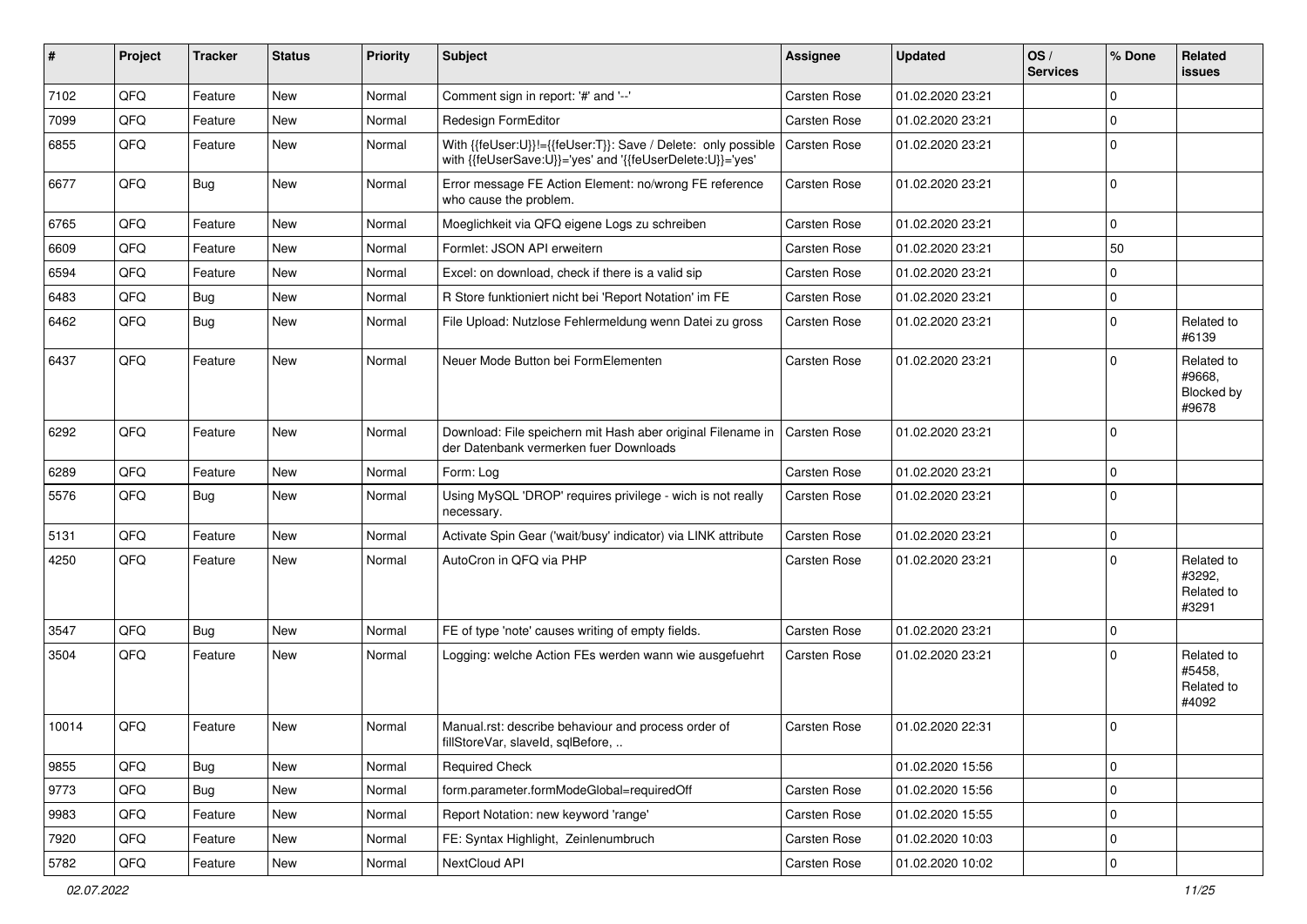| # | Project | Tracker | Status | Priority | Subject | Assignee | Updated | OS / Services | % Done | Related issues |
|---|---|---|---|---|---|---|---|---|---|---|
| 7102 | QFQ | Feature | New | Normal | Comment sign in report: '#' and '--' | Carsten Rose | 01.02.2020 23:21 | | 0 | |
| 7099 | QFQ | Feature | New | Normal | Redesign FormEditor | Carsten Rose | 01.02.2020 23:21 | | 0 | |
| 6855 | QFQ | Feature | New | Normal | With {{feUser:U}}!={{feUser:T}}: Save / Delete: only possible with {{feUserSave:U}}='yes' and '{{feUserDelete:U}}='yes' | Carsten Rose | 01.02.2020 23:21 | | 0 | |
| 6677 | QFQ | Bug | New | Normal | Error message FE Action Element: no/wrong FE reference who cause the problem. | Carsten Rose | 01.02.2020 23:21 | | 0 | |
| 6765 | QFQ | Feature | New | Normal | Moeglichkeit via QFQ eigene Logs zu schreiben | Carsten Rose | 01.02.2020 23:21 | | 0 | |
| 6609 | QFQ | Feature | New | Normal | Formlet: JSON API erweitern | Carsten Rose | 01.02.2020 23:21 | | 50 | |
| 6594 | QFQ | Feature | New | Normal | Excel: on download, check if there is a valid sip | Carsten Rose | 01.02.2020 23:21 | | 0 | |
| 6483 | QFQ | Bug | New | Normal | R Store funktioniert nicht bei 'Report Notation' im FE | Carsten Rose | 01.02.2020 23:21 | | 0 | |
| 6462 | QFQ | Bug | New | Normal | File Upload: Nutzlose Fehlermeldung wenn Datei zu gross | Carsten Rose | 01.02.2020 23:21 | | 0 | Related to #6139 |
| 6437 | QFQ | Feature | New | Normal | Neuer Mode Button bei FormElementen | Carsten Rose | 01.02.2020 23:21 | | 0 | Related to #9668, Blocked by #9678 |
| 6292 | QFQ | Feature | New | Normal | Download: File speichern mit Hash aber original Filename in der Datenbank vermerken fuer Downloads | Carsten Rose | 01.02.2020 23:21 | | 0 | |
| 6289 | QFQ | Feature | New | Normal | Form: Log | Carsten Rose | 01.02.2020 23:21 | | 0 | |
| 5576 | QFQ | Bug | New | Normal | Using MySQL 'DROP' requires privilege - wich is not really necessary. | Carsten Rose | 01.02.2020 23:21 | | 0 | |
| 5131 | QFQ | Feature | New | Normal | Activate Spin Gear ('wait/busy' indicator) via LINK attribute | Carsten Rose | 01.02.2020 23:21 | | 0 | |
| 4250 | QFQ | Feature | New | Normal | AutoCron in QFQ via PHP | Carsten Rose | 01.02.2020 23:21 | | 0 | Related to #3292, Related to #3291 |
| 3547 | QFQ | Bug | New | Normal | FE of type 'note' causes writing of empty fields. | Carsten Rose | 01.02.2020 23:21 | | 0 | |
| 3504 | QFQ | Feature | New | Normal | Logging: welche Action FEs werden wann wie ausgefuehrt | Carsten Rose | 01.02.2020 23:21 | | 0 | Related to #5458, Related to #4092 |
| 10014 | QFQ | Feature | New | Normal | Manual.rst: describe behaviour and process order of fillStoreVar, slaveId, sqlBefore, .. | Carsten Rose | 01.02.2020 22:31 | | 0 | |
| 9855 | QFQ | Bug | New | Normal | Required Check | | 01.02.2020 15:56 | | 0 | |
| 9773 | QFQ | Bug | New | Normal | form.parameter.formModeGlobal=requiredOff | Carsten Rose | 01.02.2020 15:56 | | 0 | |
| 9983 | QFQ | Feature | New | Normal | Report Notation: new keyword 'range' | Carsten Rose | 01.02.2020 15:55 | | 0 | |
| 7920 | QFQ | Feature | New | Normal | FE: Syntax Highlight, Zeinlenumbruch | Carsten Rose | 01.02.2020 10:03 | | 0 | |
| 5782 | QFQ | Feature | New | Normal | NextCloud API | Carsten Rose | 01.02.2020 10:02 | | 0 | |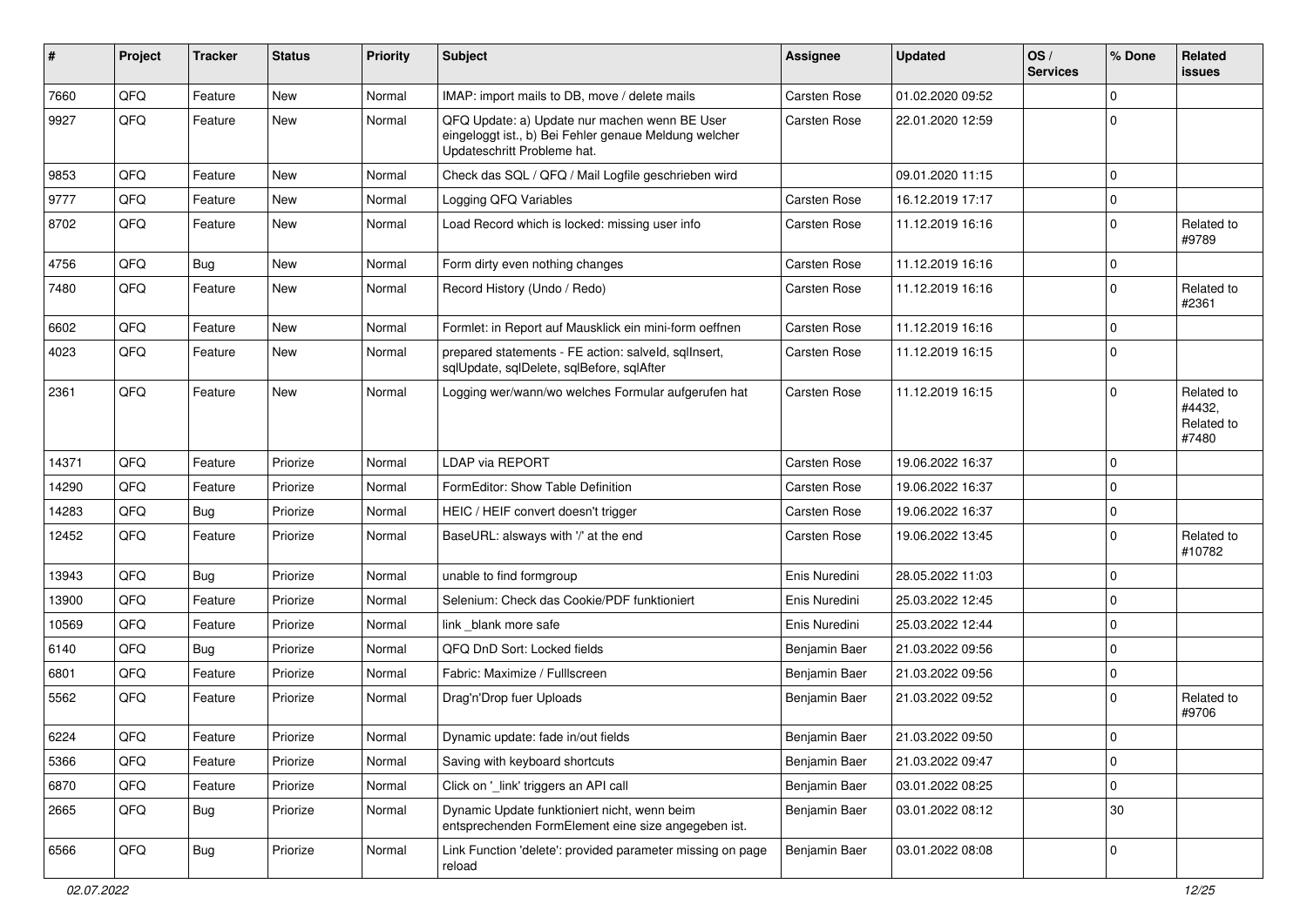| # | Project | Tracker | Status | Priority | Subject | Assignee | Updated | OS / Services | % Done | Related issues |
|---|---|---|---|---|---|---|---|---|---|---|
| 7660 | QFQ | Feature | New | Normal | IMAP: import mails to DB, move / delete mails | Carsten Rose | 01.02.2020 09:52 | | 0 | |
| 9927 | QFQ | Feature | New | Normal | QFQ Update: a) Update nur machen wenn BE User eingeloggt ist., b) Bei Fehler genaue Meldung welcher Updateschritt Probleme hat. | Carsten Rose | 22.01.2020 12:59 | | 0 | |
| 9853 | QFQ | Feature | New | Normal | Check das SQL / QFQ / Mail Logfile geschrieben wird | | 09.01.2020 11:15 | | 0 | |
| 9777 | QFQ | Feature | New | Normal | Logging QFQ Variables | Carsten Rose | 16.12.2019 17:17 | | 0 | |
| 8702 | QFQ | Feature | New | Normal | Load Record which is locked: missing user info | Carsten Rose | 11.12.2019 16:16 | | 0 | Related to #9789 |
| 4756 | QFQ | Bug | New | Normal | Form dirty even nothing changes | Carsten Rose | 11.12.2019 16:16 | | 0 | |
| 7480 | QFQ | Feature | New | Normal | Record History (Undo / Redo) | Carsten Rose | 11.12.2019 16:16 | | 0 | Related to #2361 |
| 6602 | QFQ | Feature | New | Normal | Formlet: in Report auf Mausklick ein mini-form oeffnen | Carsten Rose | 11.12.2019 16:16 | | 0 | |
| 4023 | QFQ | Feature | New | Normal | prepared statements - FE action: salveld, sqlInsert, sqlUpdate, sqlDelete, sqlBefore, sqlAfter | Carsten Rose | 11.12.2019 16:15 | | 0 | |
| 2361 | QFQ | Feature | New | Normal | Logging wer/wann/wo welches Formular aufgerufen hat | Carsten Rose | 11.12.2019 16:15 | | 0 | Related to #4432, Related to #7480 |
| 14371 | QFQ | Feature | Priorize | Normal | LDAP via REPORT | Carsten Rose | 19.06.2022 16:37 | | 0 | |
| 14290 | QFQ | Feature | Priorize | Normal | FormEditor: Show Table Definition | Carsten Rose | 19.06.2022 16:37 | | 0 | |
| 14283 | QFQ | Bug | Priorize | Normal | HEIC / HEIF convert doesn't trigger | Carsten Rose | 19.06.2022 16:37 | | 0 | |
| 12452 | QFQ | Feature | Priorize | Normal | BaseURL: alsways with '/' at the end | Carsten Rose | 19.06.2022 13:45 | | 0 | Related to #10782 |
| 13943 | QFQ | Bug | Priorize | Normal | unable to find formgroup | Enis Nuredini | 28.05.2022 11:03 | | 0 | |
| 13900 | QFQ | Feature | Priorize | Normal | Selenium: Check das Cookie/PDF funktioniert | Enis Nuredini | 25.03.2022 12:45 | | 0 | |
| 10569 | QFQ | Feature | Priorize | Normal | link _blank more safe | Enis Nuredini | 25.03.2022 12:44 | | 0 | |
| 6140 | QFQ | Bug | Priorize | Normal | QFQ DnD Sort: Locked fields | Benjamin Baer | 21.03.2022 09:56 | | 0 | |
| 6801 | QFQ | Feature | Priorize | Normal | Fabric: Maximize / FullIscreen | Benjamin Baer | 21.03.2022 09:56 | | 0 | |
| 5562 | QFQ | Feature | Priorize | Normal | Drag'n'Drop fuer Uploads | Benjamin Baer | 21.03.2022 09:52 | | 0 | Related to #9706 |
| 6224 | QFQ | Feature | Priorize | Normal | Dynamic update: fade in/out fields | Benjamin Baer | 21.03.2022 09:50 | | 0 | |
| 5366 | QFQ | Feature | Priorize | Normal | Saving with keyboard shortcuts | Benjamin Baer | 21.03.2022 09:47 | | 0 | |
| 6870 | QFQ | Feature | Priorize | Normal | Click on '_link' triggers an API call | Benjamin Baer | 03.01.2022 08:25 | | 0 | |
| 2665 | QFQ | Bug | Priorize | Normal | Dynamic Update funktioniert nicht, wenn beim entsprechenden FormElement eine size angegeben ist. | Benjamin Baer | 03.01.2022 08:12 | | 30 | |
| 6566 | QFQ | Bug | Priorize | Normal | Link Function 'delete': provided parameter missing on page reload | Benjamin Baer | 03.01.2022 08:08 | | 0 | |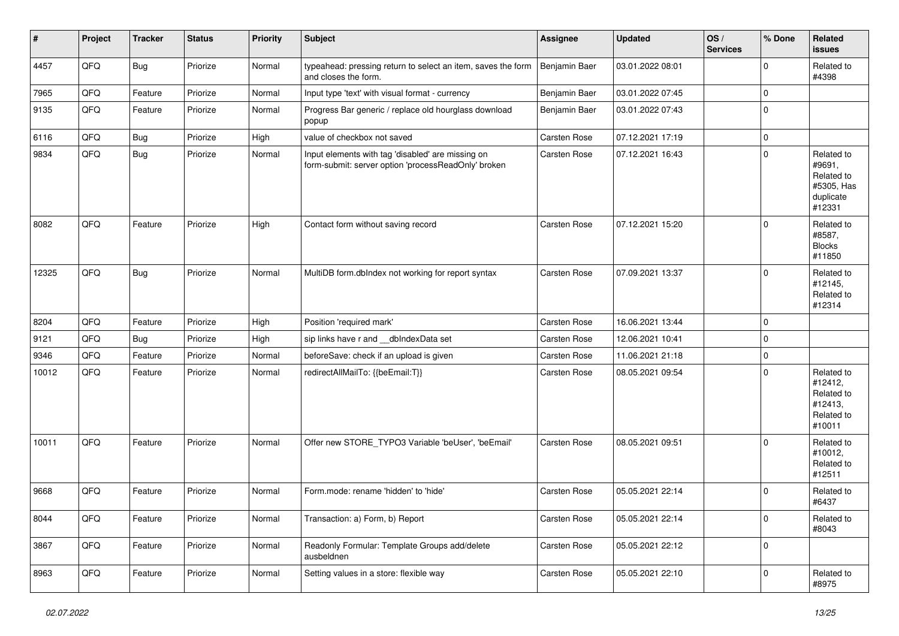| # | Project | Tracker | Status | Priority | Subject | Assignee | Updated | OS / Services | % Done | Related issues |
|---|---|---|---|---|---|---|---|---|---|---|
| 4457 | QFQ | Bug | Priorize | Normal | typeahead: pressing return to select an item, saves the form and closes the form. | Benjamin Baer | 03.01.2022 08:01 | | 0 | Related to #4398 |
| 7965 | QFQ | Feature | Priorize | Normal | Input type 'text' with visual format - currency | Benjamin Baer | 03.01.2022 07:45 | | 0 | |
| 9135 | QFQ | Feature | Priorize | Normal | Progress Bar generic / replace old hourglass download popup | Benjamin Baer | 03.01.2022 07:43 | | 0 | |
| 6116 | QFQ | Bug | Priorize | High | value of checkbox not saved | Carsten Rose | 07.12.2021 17:19 | | 0 | |
| 9834 | QFQ | Bug | Priorize | Normal | Input elements with tag 'disabled' are missing on form-submit: server option 'processReadOnly' broken | Carsten Rose | 07.12.2021 16:43 | | 0 | Related to #9691, Related to #5305, Has duplicate #12331 |
| 8082 | QFQ | Feature | Priorize | High | Contact form without saving record | Carsten Rose | 07.12.2021 15:20 | | 0 | Related to #8587, Blocks #11850 |
| 12325 | QFQ | Bug | Priorize | Normal | MultiDB form.dbIndex not working for report syntax | Carsten Rose | 07.09.2021 13:37 | | 0 | Related to #12145, Related to #12314 |
| 8204 | QFQ | Feature | Priorize | High | Position 'required mark' | Carsten Rose | 16.06.2021 13:44 | | 0 | |
| 9121 | QFQ | Bug | Priorize | High | sip links have r and __dbIndexData set | Carsten Rose | 12.06.2021 10:41 | | 0 | |
| 9346 | QFQ | Feature | Priorize | Normal | beforeSave: check if an upload is given | Carsten Rose | 11.06.2021 21:18 | | 0 | |
| 10012 | QFQ | Feature | Priorize | Normal | redirectAllMailTo: {{beEmail:T}} | Carsten Rose | 08.05.2021 09:54 | | 0 | Related to #12412, Related to #12413, Related to #10011 |
| 10011 | QFQ | Feature | Priorize | Normal | Offer new STORE_TYPO3 Variable 'beUser', 'beEmail' | Carsten Rose | 08.05.2021 09:51 | | 0 | Related to #10012, Related to #12511 |
| 9668 | QFQ | Feature | Priorize | Normal | Form.mode: rename 'hidden' to 'hide' | Carsten Rose | 05.05.2021 22:14 | | 0 | Related to #6437 |
| 8044 | QFQ | Feature | Priorize | Normal | Transaction: a) Form, b) Report | Carsten Rose | 05.05.2021 22:14 | | 0 | Related to #8043 |
| 3867 | QFQ | Feature | Priorize | Normal | Readonly Formular: Template Groups add/delete ausbeldnen | Carsten Rose | 05.05.2021 22:12 | | 0 | |
| 8963 | QFQ | Feature | Priorize | Normal | Setting values in a store: flexible way | Carsten Rose | 05.05.2021 22:10 | | 0 | Related to #8975 |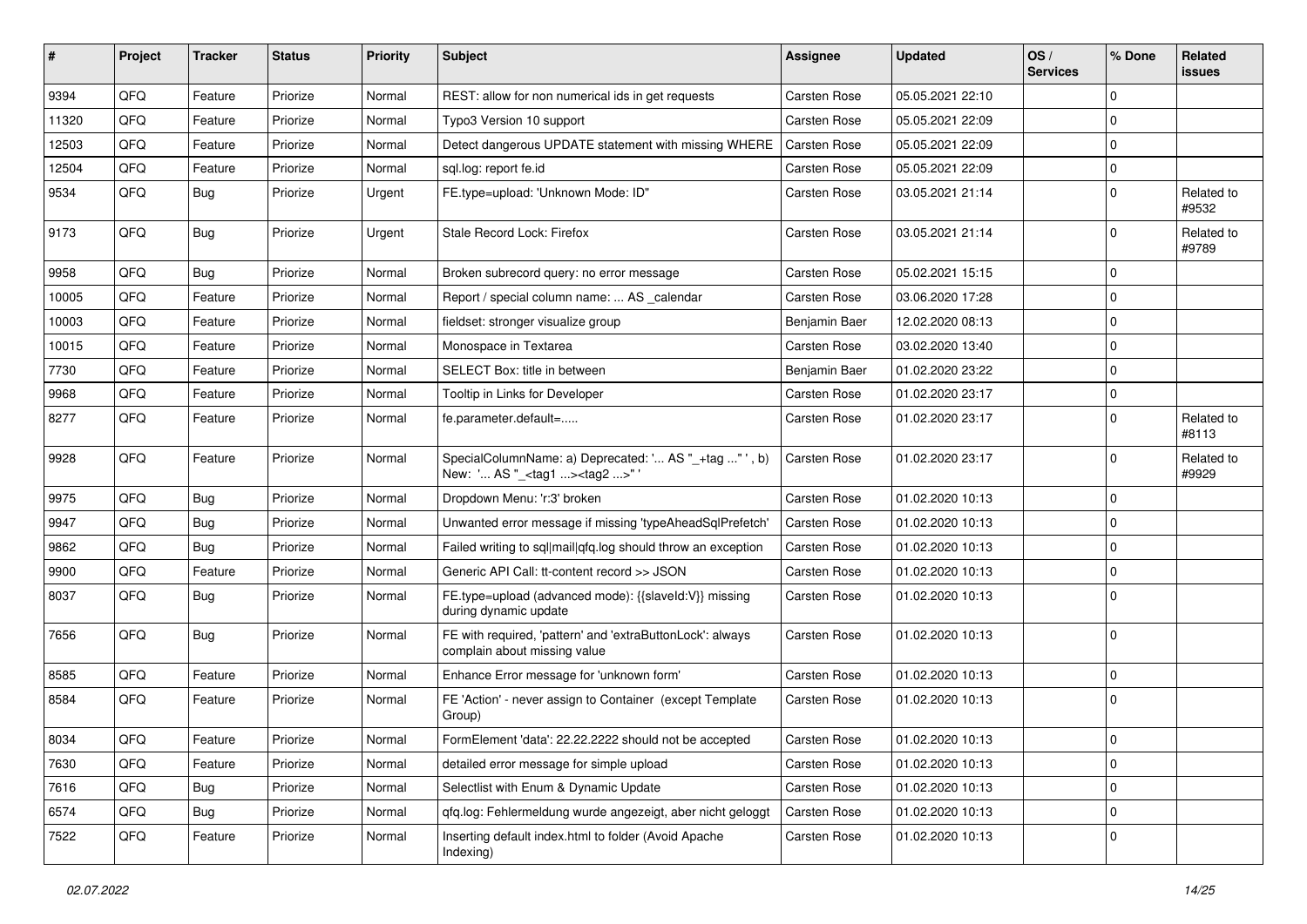| # | Project | Tracker | Status | Priority | Subject | Assignee | Updated | OS / Services | % Done | Related issues |
|---|---|---|---|---|---|---|---|---|---|---|
| 9394 | QFQ | Feature | Priorize | Normal | REST: allow for non numerical ids in get requests | Carsten Rose | 05.05.2021 22:10 | | 0 | |
| 11320 | QFQ | Feature | Priorize | Normal | Typo3 Version 10 support | Carsten Rose | 05.05.2021 22:09 | | 0 | |
| 12503 | QFQ | Feature | Priorize | Normal | Detect dangerous UPDATE statement with missing WHERE | Carsten Rose | 05.05.2021 22:09 | | 0 | |
| 12504 | QFQ | Feature | Priorize | Normal | sql.log: report fe.id | Carsten Rose | 05.05.2021 22:09 | | 0 | |
| 9534 | QFQ | Bug | Priorize | Urgent | FE.type=upload: 'Unknown Mode: ID" | Carsten Rose | 03.05.2021 21:14 | | 0 | Related to #9532 |
| 9173 | QFQ | Bug | Priorize | Urgent | Stale Record Lock: Firefox | Carsten Rose | 03.05.2021 21:14 | | 0 | Related to #9789 |
| 9958 | QFQ | Bug | Priorize | Normal | Broken subrecord query: no error message | Carsten Rose | 05.02.2021 15:15 | | 0 | |
| 10005 | QFQ | Feature | Priorize | Normal | Report / special column name: ... AS _calendar | Carsten Rose | 03.06.2020 17:28 | | 0 | |
| 10003 | QFQ | Feature | Priorize | Normal | fieldset: stronger visualize group | Benjamin Baer | 12.02.2020 08:13 | | 0 | |
| 10015 | QFQ | Feature | Priorize | Normal | Monospace in Textarea | Carsten Rose | 03.02.2020 13:40 | | 0 | |
| 7730 | QFQ | Feature | Priorize | Normal | SELECT Box: title in between | Benjamin Baer | 01.02.2020 23:22 | | 0 | |
| 9968 | QFQ | Feature | Priorize | Normal | Tooltip in Links for Developer | Carsten Rose | 01.02.2020 23:17 | | 0 | |
| 8277 | QFQ | Feature | Priorize | Normal | fe.parameter.default=..... | Carsten Rose | 01.02.2020 23:17 | | 0 | Related to #8113 |
| 9928 | QFQ | Feature | Priorize | Normal | SpecialColumnName: a) Deprecated: '... AS "_+tag ..." ', b) New: '... AS "_<tag1 ...><tag2 ...>" ' | Carsten Rose | 01.02.2020 23:17 | | 0 | Related to #9929 |
| 9975 | QFQ | Bug | Priorize | Normal | Dropdown Menu: 'r:3' broken | Carsten Rose | 01.02.2020 10:13 | | 0 | |
| 9947 | QFQ | Bug | Priorize | Normal | Unwanted error message if missing 'typeAheadSqlPrefetch' | Carsten Rose | 01.02.2020 10:13 | | 0 | |
| 9862 | QFQ | Bug | Priorize | Normal | Failed writing to sql\|mail\|qfq.log should throw an exception | Carsten Rose | 01.02.2020 10:13 | | 0 | |
| 9900 | QFQ | Feature | Priorize | Normal | Generic API Call: tt-content record >> JSON | Carsten Rose | 01.02.2020 10:13 | | 0 | |
| 8037 | QFQ | Bug | Priorize | Normal | FE.type=upload (advanced mode): {{slaveId:V}} missing during dynamic update | Carsten Rose | 01.02.2020 10:13 | | 0 | |
| 7656 | QFQ | Bug | Priorize | Normal | FE with required, 'pattern' and 'extraButtonLock': always complain about missing value | Carsten Rose | 01.02.2020 10:13 | | 0 | |
| 8585 | QFQ | Feature | Priorize | Normal | Enhance Error message for 'unknown form' | Carsten Rose | 01.02.2020 10:13 | | 0 | |
| 8584 | QFQ | Feature | Priorize | Normal | FE 'Action' - never assign to Container (except Template Group) | Carsten Rose | 01.02.2020 10:13 | | 0 | |
| 8034 | QFQ | Feature | Priorize | Normal | FormElement 'data': 22.22.2222 should not be accepted | Carsten Rose | 01.02.2020 10:13 | | 0 | |
| 7630 | QFQ | Feature | Priorize | Normal | detailed error message for simple upload | Carsten Rose | 01.02.2020 10:13 | | 0 | |
| 7616 | QFQ | Bug | Priorize | Normal | Selectlist with Enum & Dynamic Update | Carsten Rose | 01.02.2020 10:13 | | 0 | |
| 6574 | QFQ | Bug | Priorize | Normal | qfq.log: Fehlermeldung wurde angezeigt, aber nicht geloggt | Carsten Rose | 01.02.2020 10:13 | | 0 | |
| 7522 | QFQ | Feature | Priorize | Normal | Inserting default index.html to folder (Avoid Apache Indexing) | Carsten Rose | 01.02.2020 10:13 | | 0 | |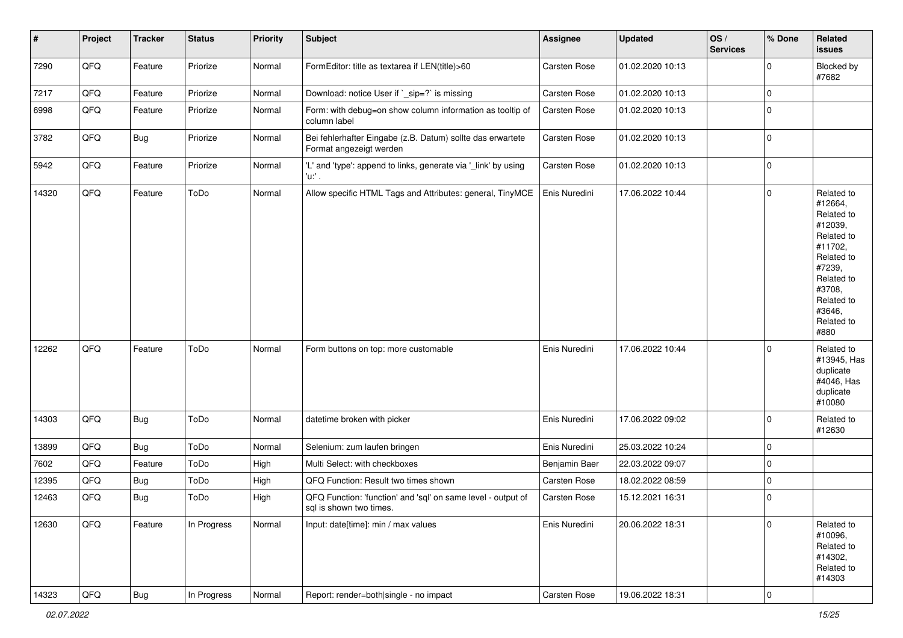| # | Project | Tracker | Status | Priority | Subject | Assignee | Updated | OS / Services | % Done | Related issues |
|---|---|---|---|---|---|---|---|---|---|---|
| 7290 | QFQ | Feature | Priorize | Normal | FormEditor: title as textarea if LEN(title)>60 | Carsten Rose | 01.02.2020 10:13 | | 0 | Blocked by #7682 |
| 7217 | QFQ | Feature | Priorize | Normal | Download: notice User if `_sip=?` is missing | Carsten Rose | 01.02.2020 10:13 | | 0 | |
| 6998 | QFQ | Feature | Priorize | Normal | Form: with debug=on show column information as tooltip of column label | Carsten Rose | 01.02.2020 10:13 | | 0 | |
| 3782 | QFQ | Bug | Priorize | Normal | Bei fehlerhafter Eingabe (z.B. Datum) sollte das erwartete Format angezeigt werden | Carsten Rose | 01.02.2020 10:13 | | 0 | |
| 5942 | QFQ | Feature | Priorize | Normal | 'L' and 'type': append to links, generate via '_link' by using 'u:' . | Carsten Rose | 01.02.2020 10:13 | | 0 | |
| 14320 | QFQ | Feature | ToDo | Normal | Allow specific HTML Tags and Attributes: general, TinyMCE | Enis Nuredini | 17.06.2022 10:44 | | 0 | Related to #12664, Related to #12039, Related to #11702, Related to #7239, Related to #3708, Related to #3646, Related to #880 |
| 12262 | QFQ | Feature | ToDo | Normal | Form buttons on top: more customable | Enis Nuredini | 17.06.2022 10:44 | | 0 | Related to #13945, Has duplicate #4046, Has duplicate #10080 |
| 14303 | QFQ | Bug | ToDo | Normal | datetime broken with picker | Enis Nuredini | 17.06.2022 09:02 | | 0 | Related to #12630 |
| 13899 | QFQ | Bug | ToDo | Normal | Selenium: zum laufen bringen | Enis Nuredini | 25.03.2022 10:24 | | 0 | |
| 7602 | QFQ | Feature | ToDo | High | Multi Select: with checkboxes | Benjamin Baer | 22.03.2022 09:07 | | 0 | |
| 12395 | QFQ | Bug | ToDo | High | QFQ Function: Result two times shown | Carsten Rose | 18.02.2022 08:59 | | 0 | |
| 12463 | QFQ | Bug | ToDo | High | QFQ Function: 'function' and 'sql' on same level - output of sql is shown two times. | Carsten Rose | 15.12.2021 16:31 | | 0 | |
| 12630 | QFQ | Feature | In Progress | Normal | Input: date[time]: min / max values | Enis Nuredini | 20.06.2022 18:31 | | 0 | Related to #10096, Related to #14302, Related to #14303 |
| 14323 | QFQ | Bug | In Progress | Normal | Report: render=both\|single - no impact | Carsten Rose | 19.06.2022 18:31 | | 0 | |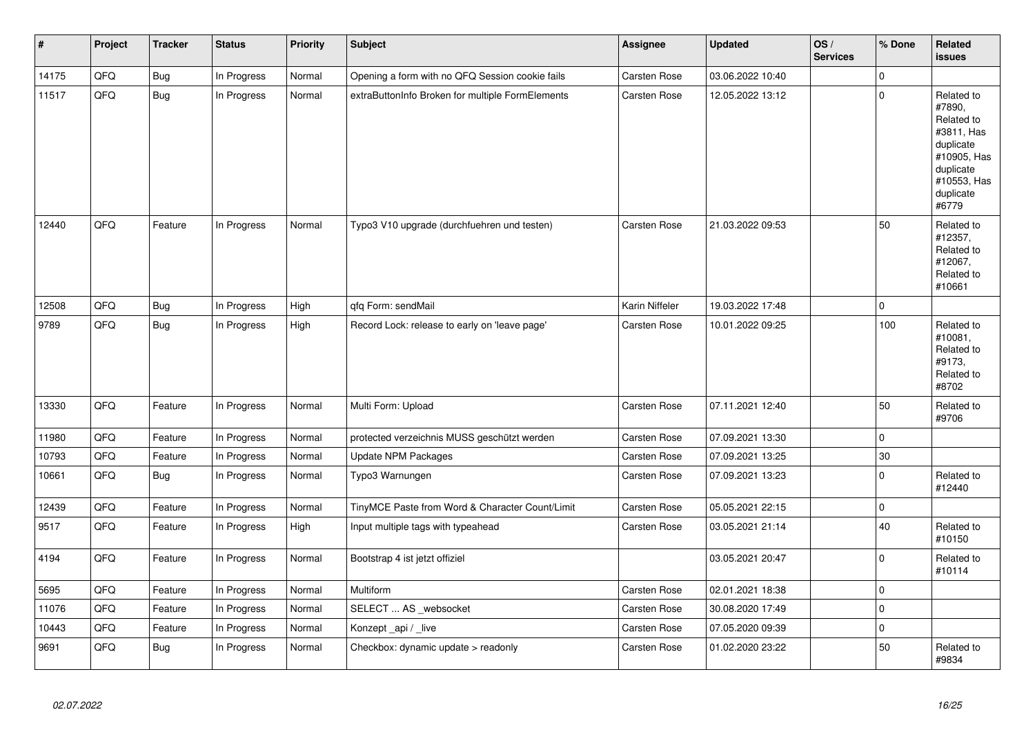| # | Project | Tracker | Status | Priority | Subject | Assignee | Updated | OS / Services | % Done | Related issues |
|---|---|---|---|---|---|---|---|---|---|---|
| 14175 | QFQ | Bug | In Progress | Normal | Opening a form with no QFQ Session cookie fails | Carsten Rose | 03.06.2022 10:40 | | 0 | |
| 11517 | QFQ | Bug | In Progress | Normal | extraButtonInfo Broken for multiple FormElements | Carsten Rose | 12.05.2022 13:12 | | 0 | Related to #7890, Related to #3811, Has duplicate #10905, Has duplicate #10553, Has duplicate #6779 |
| 12440 | QFQ | Feature | In Progress | Normal | Typo3 V10 upgrade (durchfuehren und testen) | Carsten Rose | 21.03.2022 09:53 | | 50 | Related to #12357, Related to #12067, Related to #10661 |
| 12508 | QFQ | Bug | In Progress | High | qfq Form: sendMail | Karin Niffeler | 19.03.2022 17:48 | | 0 | |
| 9789 | QFQ | Bug | In Progress | High | Record Lock: release to early on 'leave page' | Carsten Rose | 10.01.2022 09:25 | | 100 | Related to #10081, Related to #9173, Related to #8702 |
| 13330 | QFQ | Feature | In Progress | Normal | Multi Form: Upload | Carsten Rose | 07.11.2021 12:40 | | 50 | Related to #9706 |
| 11980 | QFQ | Feature | In Progress | Normal | protected verzeichnis MUSS geschützt werden | Carsten Rose | 07.09.2021 13:30 | | 0 | |
| 10793 | QFQ | Feature | In Progress | Normal | Update NPM Packages | Carsten Rose | 07.09.2021 13:25 | | 30 | |
| 10661 | QFQ | Bug | In Progress | Normal | Typo3 Warnungen | Carsten Rose | 07.09.2021 13:23 | | 0 | Related to #12440 |
| 12439 | QFQ | Feature | In Progress | Normal | TinyMCE Paste from Word & Character Count/Limit | Carsten Rose | 05.05.2021 22:15 | | 0 | |
| 9517 | QFQ | Feature | In Progress | High | Input multiple tags with typeahead | Carsten Rose | 03.05.2021 21:14 | | 40 | Related to #10150 |
| 4194 | QFQ | Feature | In Progress | Normal | Bootstrap 4 ist jetzt offiziel | | 03.05.2021 20:47 | | 0 | Related to #10114 |
| 5695 | QFQ | Feature | In Progress | Normal | Multiform | Carsten Rose | 02.01.2021 18:38 | | 0 | |
| 11076 | QFQ | Feature | In Progress | Normal | SELECT ... AS _websocket | Carsten Rose | 30.08.2020 17:49 | | 0 | |
| 10443 | QFQ | Feature | In Progress | Normal | Konzept _api / _live | Carsten Rose | 07.05.2020 09:39 | | 0 | |
| 9691 | QFQ | Bug | In Progress | Normal | Checkbox: dynamic update > readonly | Carsten Rose | 01.02.2020 23:22 | | 50 | Related to #9834 |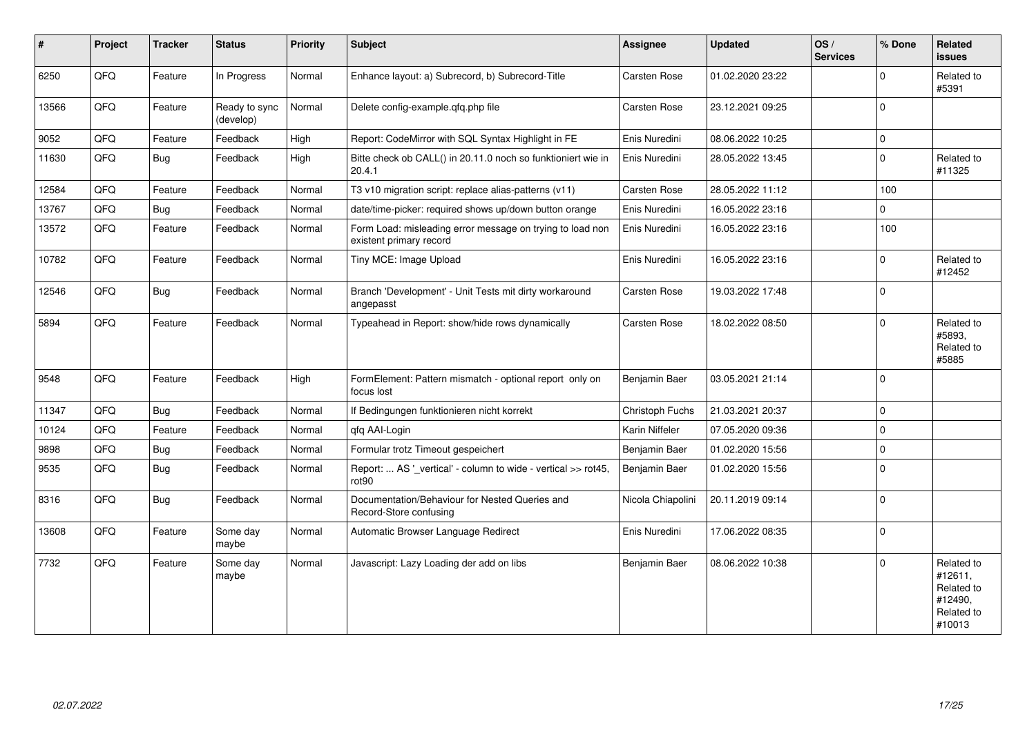| # | Project | Tracker | Status | Priority | Subject | Assignee | Updated | OS / Services | % Done | Related issues |
|---|---|---|---|---|---|---|---|---|---|---|
| 6250 | QFQ | Feature | In Progress | Normal | Enhance layout: a) Subrecord, b) Subrecord-Title | Carsten Rose | 01.02.2020 23:22 | | 0 | Related to #5391 |
| 13566 | QFQ | Feature | Ready to sync (develop) | Normal | Delete config-example.qfq.php file | Carsten Rose | 23.12.2021 09:25 | | 0 | |
| 9052 | QFQ | Feature | Feedback | High | Report: CodeMirror with SQL Syntax Highlight in FE | Enis Nuredini | 08.06.2022 10:25 | | 0 | |
| 11630 | QFQ | Bug | Feedback | High | Bitte check ob CALL() in 20.11.0 noch so funktioniert wie in 20.4.1 | Enis Nuredini | 28.05.2022 13:45 | | 0 | Related to #11325 |
| 12584 | QFQ | Feature | Feedback | Normal | T3 v10 migration script: replace alias-patterns (v11) | Carsten Rose | 28.05.2022 11:12 | | 100 | |
| 13767 | QFQ | Bug | Feedback | Normal | date/time-picker: required shows up/down button orange | Enis Nuredini | 16.05.2022 23:16 | | 0 | |
| 13572 | QFQ | Feature | Feedback | Normal | Form Load: misleading error message on trying to load non existent primary record | Enis Nuredini | 16.05.2022 23:16 | | 100 | |
| 10782 | QFQ | Feature | Feedback | Normal | Tiny MCE: Image Upload | Enis Nuredini | 16.05.2022 23:16 | | 0 | Related to #12452 |
| 12546 | QFQ | Bug | Feedback | Normal | Branch 'Development' - Unit Tests mit dirty workaround angepasst | Carsten Rose | 19.03.2022 17:48 | | 0 | |
| 5894 | QFQ | Feature | Feedback | Normal | Typeahead in Report: show/hide rows dynamically | Carsten Rose | 18.02.2022 08:50 | | 0 | Related to #5893, Related to #5885 |
| 9548 | QFQ | Feature | Feedback | High | FormElement: Pattern mismatch - optional report only on focus lost | Benjamin Baer | 03.05.2021 21:14 | | 0 | |
| 11347 | QFQ | Bug | Feedback | Normal | If Bedingungen funktionieren nicht korrekt | Christoph Fuchs | 21.03.2021 20:37 | | 0 | |
| 10124 | QFQ | Feature | Feedback | Normal | qfq AAI-Login | Karin Niffeler | 07.05.2020 09:36 | | 0 | |
| 9898 | QFQ | Bug | Feedback | Normal | Formular trotz Timeout gespeichert | Benjamin Baer | 01.02.2020 15:56 | | 0 | |
| 9535 | QFQ | Bug | Feedback | Normal | Report: ... AS '_vertical' - column to wide - vertical >> rot45, rot90 | Benjamin Baer | 01.02.2020 15:56 | | 0 | |
| 8316 | QFQ | Bug | Feedback | Normal | Documentation/Behaviour for Nested Queries and Record-Store confusing | Nicola Chiapolini | 20.11.2019 09:14 | | 0 | |
| 13608 | QFQ | Feature | Some day maybe | Normal | Automatic Browser Language Redirect | Enis Nuredini | 17.06.2022 08:35 | | 0 | |
| 7732 | QFQ | Feature | Some day maybe | Normal | Javascript: Lazy Loading der add on libs | Benjamin Baer | 08.06.2022 10:38 | | 0 | Related to #12611, Related to #12490, Related to #10013 |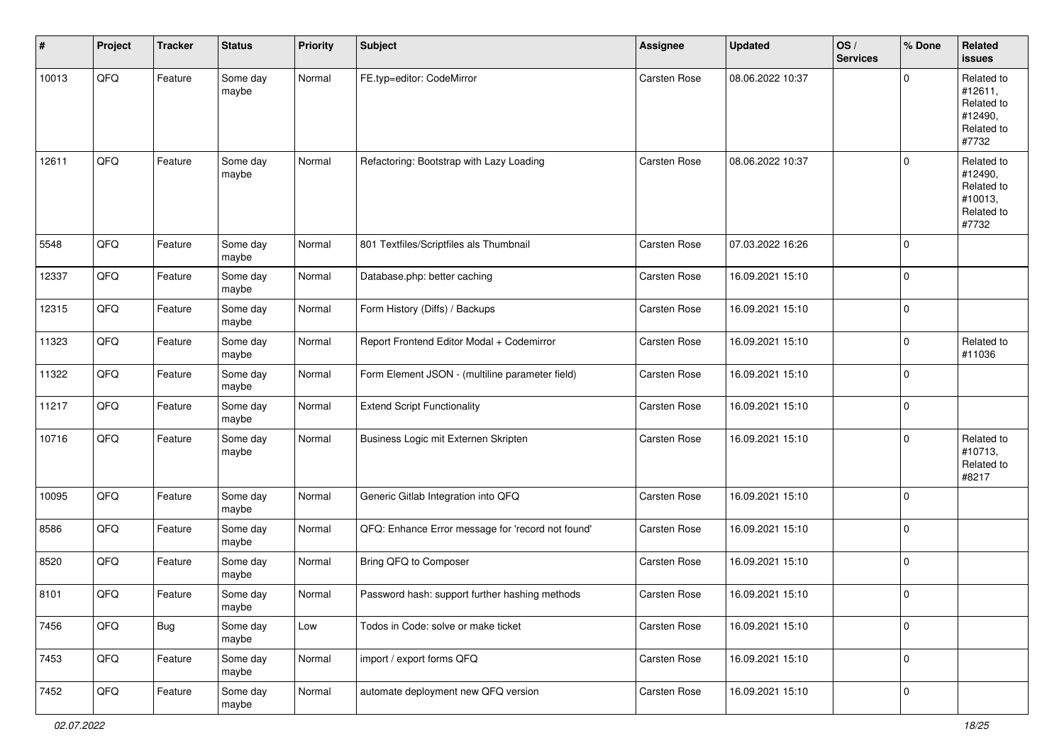| # | Project | Tracker | Status | Priority | Subject | Assignee | Updated | OS / Services | % Done | Related issues |
|---|---|---|---|---|---|---|---|---|---|---|
| 10013 | QFQ | Feature | Some day maybe | Normal | FE.typ=editor: CodeMirror | Carsten Rose | 08.06.2022 10:37 | | 0 | Related to #12611, Related to #12490, Related to #7732 |
| 12611 | QFQ | Feature | Some day maybe | Normal | Refactoring: Bootstrap with Lazy Loading | Carsten Rose | 08.06.2022 10:37 | | 0 | Related to #12490, Related to #10013, Related to #7732 |
| 5548 | QFQ | Feature | Some day maybe | Normal | 801 Textfiles/Scriptfiles als Thumbnail | Carsten Rose | 07.03.2022 16:26 | | 0 | |
| 12337 | QFQ | Feature | Some day maybe | Normal | Database.php: better caching | Carsten Rose | 16.09.2021 15:10 | | 0 | |
| 12315 | QFQ | Feature | Some day maybe | Normal | Form History (Diffs) / Backups | Carsten Rose | 16.09.2021 15:10 | | 0 | |
| 11323 | QFQ | Feature | Some day maybe | Normal | Report Frontend Editor Modal + Codemirror | Carsten Rose | 16.09.2021 15:10 | | 0 | Related to #11036 |
| 11322 | QFQ | Feature | Some day maybe | Normal | Form Element JSON - (multiline parameter field) | Carsten Rose | 16.09.2021 15:10 | | 0 | |
| 11217 | QFQ | Feature | Some day maybe | Normal | Extend Script Functionality | Carsten Rose | 16.09.2021 15:10 | | 0 | |
| 10716 | QFQ | Feature | Some day maybe | Normal | Business Logic mit Externen Skripten | Carsten Rose | 16.09.2021 15:10 | | 0 | Related to #10713, Related to #8217 |
| 10095 | QFQ | Feature | Some day maybe | Normal | Generic Gitlab Integration into QFQ | Carsten Rose | 16.09.2021 15:10 | | 0 | |
| 8586 | QFQ | Feature | Some day maybe | Normal | QFQ: Enhance Error message for 'record not found' | Carsten Rose | 16.09.2021 15:10 | | 0 | |
| 8520 | QFQ | Feature | Some day maybe | Normal | Bring QFQ to Composer | Carsten Rose | 16.09.2021 15:10 | | 0 | |
| 8101 | QFQ | Feature | Some day maybe | Normal | Password hash: support further hashing methods | Carsten Rose | 16.09.2021 15:10 | | 0 | |
| 7456 | QFQ | Bug | Some day maybe | Low | Todos in Code: solve or make ticket | Carsten Rose | 16.09.2021 15:10 | | 0 | |
| 7453 | QFQ | Feature | Some day maybe | Normal | import / export forms QFQ | Carsten Rose | 16.09.2021 15:10 | | 0 | |
| 7452 | QFQ | Feature | Some day maybe | Normal | automate deployment new QFQ version | Carsten Rose | 16.09.2021 15:10 | | 0 | |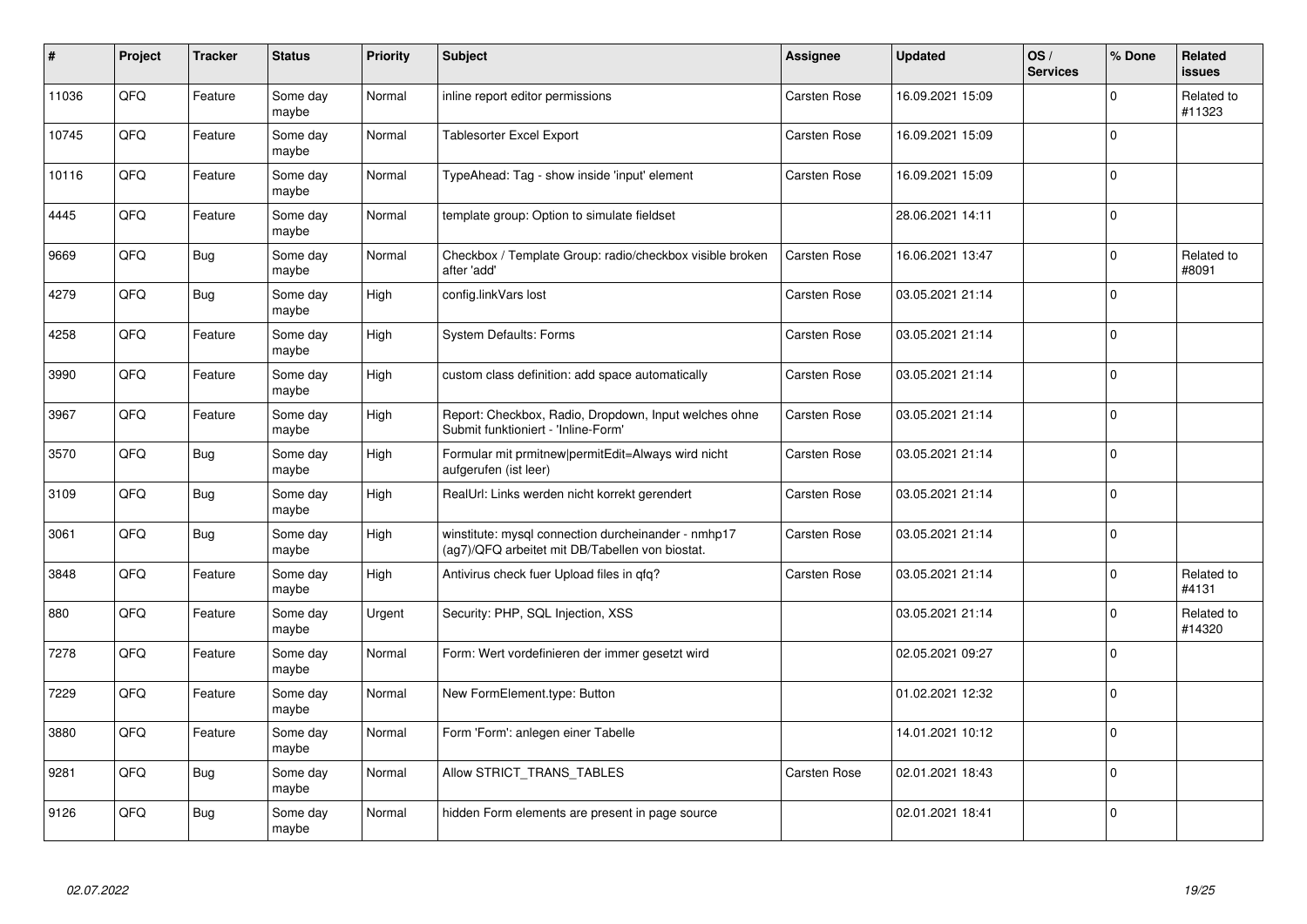| # | Project | Tracker | Status | Priority | Subject | Assignee | Updated | OS / Services | % Done | Related issues |
|---|---|---|---|---|---|---|---|---|---|---|
| 11036 | QFQ | Feature | Some day maybe | Normal | inline report editor permissions | Carsten Rose | 16.09.2021 15:09 | | 0 | Related to #11323 |
| 10745 | QFQ | Feature | Some day maybe | Normal | Tablesorter Excel Export | Carsten Rose | 16.09.2021 15:09 | | 0 | |
| 10116 | QFQ | Feature | Some day maybe | Normal | TypeAhead: Tag - show inside 'input' element | Carsten Rose | 16.09.2021 15:09 | | 0 | |
| 4445 | QFQ | Feature | Some day maybe | Normal | template group: Option to simulate fieldset | | 28.06.2021 14:11 | | 0 | |
| 9669 | QFQ | Bug | Some day maybe | Normal | Checkbox / Template Group: radio/checkbox visible broken after 'add' | Carsten Rose | 16.06.2021 13:47 | | 0 | Related to #8091 |
| 4279 | QFQ | Bug | Some day maybe | High | config.linkVars lost | Carsten Rose | 03.05.2021 21:14 | | 0 | |
| 4258 | QFQ | Feature | Some day maybe | High | System Defaults: Forms | Carsten Rose | 03.05.2021 21:14 | | 0 | |
| 3990 | QFQ | Feature | Some day maybe | High | custom class definition: add space automatically | Carsten Rose | 03.05.2021 21:14 | | 0 | |
| 3967 | QFQ | Feature | Some day maybe | High | Report: Checkbox, Radio, Dropdown, Input welches ohne Submit funktioniert - 'Inline-Form' | Carsten Rose | 03.05.2021 21:14 | | 0 | |
| 3570 | QFQ | Bug | Some day maybe | High | Formular mit prmitnew\|permitEdit=Always wird nicht aufgerufen (ist leer) | Carsten Rose | 03.05.2021 21:14 | | 0 | |
| 3109 | QFQ | Bug | Some day maybe | High | RealUrl: Links werden nicht korrekt gerendert | Carsten Rose | 03.05.2021 21:14 | | 0 | |
| 3061 | QFQ | Bug | Some day maybe | High | winstitute: mysql connection durcheinander - nmhp17 (ag7)/QFQ arbeitet mit DB/Tabellen von biostat. | Carsten Rose | 03.05.2021 21:14 | | 0 | |
| 3848 | QFQ | Feature | Some day maybe | High | Antivirus check fuer Upload files in qfq? | Carsten Rose | 03.05.2021 21:14 | | 0 | Related to #4131 |
| 880 | QFQ | Feature | Some day maybe | Urgent | Security: PHP, SQL Injection, XSS | | 03.05.2021 21:14 | | 0 | Related to #14320 |
| 7278 | QFQ | Feature | Some day maybe | Normal | Form: Wert vordefinieren der immer gesetzt wird | | 02.05.2021 09:27 | | 0 | |
| 7229 | QFQ | Feature | Some day maybe | Normal | New FormElement.type: Button | | 01.02.2021 12:32 | | 0 | |
| 3880 | QFQ | Feature | Some day maybe | Normal | Form 'Form': anlegen einer Tabelle | | 14.01.2021 10:12 | | 0 | |
| 9281 | QFQ | Bug | Some day maybe | Normal | Allow STRICT_TRANS_TABLES | Carsten Rose | 02.01.2021 18:43 | | 0 | |
| 9126 | QFQ | Bug | Some day maybe | Normal | hidden Form elements are present in page source | | 02.01.2021 18:41 | | 0 | |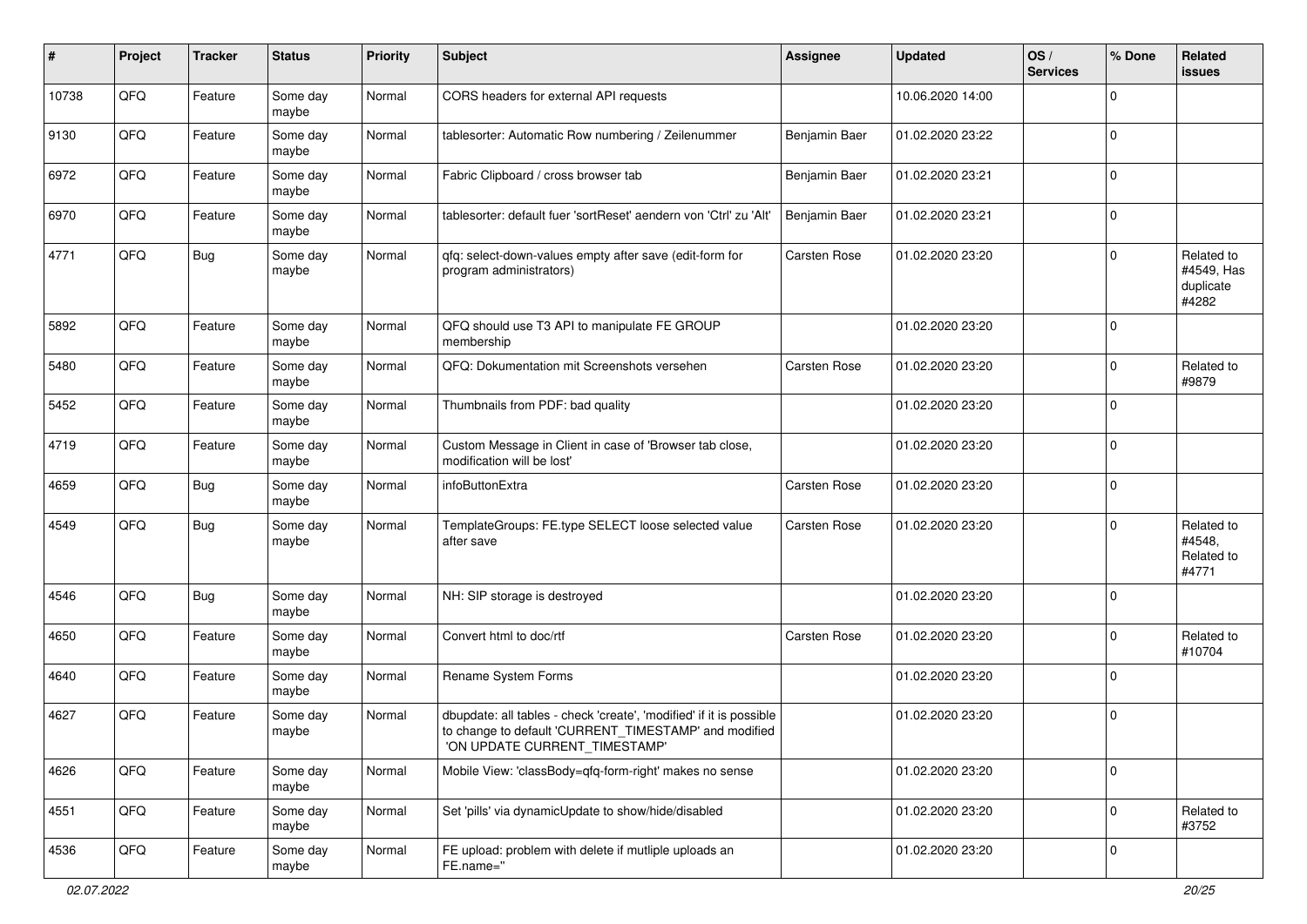| # | Project | Tracker | Status | Priority | Subject | Assignee | Updated | OS / Services | % Done | Related issues |
|---|---|---|---|---|---|---|---|---|---|---|
| 10738 | QFQ | Feature | Some day maybe | Normal | CORS headers for external API requests | | 10.06.2020 14:00 | | 0 | |
| 9130 | QFQ | Feature | Some day maybe | Normal | tablesorter: Automatic Row numbering / Zeilenummer | Benjamin Baer | 01.02.2020 23:22 | | 0 | |
| 6972 | QFQ | Feature | Some day maybe | Normal | Fabric Clipboard / cross browser tab | Benjamin Baer | 01.02.2020 23:21 | | 0 | |
| 6970 | QFQ | Feature | Some day maybe | Normal | tablesorter: default fuer 'sortReset' aendern von 'Ctrl' zu 'Alt' | Benjamin Baer | 01.02.2020 23:21 | | 0 | |
| 4771 | QFQ | Bug | Some day maybe | Normal | qfq: select-down-values empty after save (edit-form for program administrators) | Carsten Rose | 01.02.2020 23:20 | | 0 | Related to #4549, Has duplicate #4282 |
| 5892 | QFQ | Feature | Some day maybe | Normal | QFQ should use T3 API to manipulate FE GROUP membership | | 01.02.2020 23:20 | | 0 | |
| 5480 | QFQ | Feature | Some day maybe | Normal | QFQ: Dokumentation mit Screenshots versehen | Carsten Rose | 01.02.2020 23:20 | | 0 | Related to #9879 |
| 5452 | QFQ | Feature | Some day maybe | Normal | Thumbnails from PDF: bad quality | | 01.02.2020 23:20 | | 0 | |
| 4719 | QFQ | Feature | Some day maybe | Normal | Custom Message in Client in case of 'Browser tab close, modification will be lost' | | 01.02.2020 23:20 | | 0 | |
| 4659 | QFQ | Bug | Some day maybe | Normal | infoButtonExtra | Carsten Rose | 01.02.2020 23:20 | | 0 | |
| 4549 | QFQ | Bug | Some day maybe | Normal | TemplateGroups: FE.type SELECT loose selected value after save | Carsten Rose | 01.02.2020 23:20 | | 0 | Related to #4548, Related to #4771 |
| 4546 | QFQ | Bug | Some day maybe | Normal | NH: SIP storage is destroyed | | 01.02.2020 23:20 | | 0 | |
| 4650 | QFQ | Feature | Some day maybe | Normal | Convert html to doc/rtf | Carsten Rose | 01.02.2020 23:20 | | 0 | Related to #10704 |
| 4640 | QFQ | Feature | Some day maybe | Normal | Rename System Forms | | 01.02.2020 23:20 | | 0 | |
| 4627 | QFQ | Feature | Some day maybe | Normal | dbupdate: all tables - check 'create', 'modified' if it is possible to change to default 'CURRENT_TIMESTAMP' and modified 'ON UPDATE CURRENT_TIMESTAMP' | | 01.02.2020 23:20 | | 0 | |
| 4626 | QFQ | Feature | Some day maybe | Normal | Mobile View: 'classBody=qfq-form-right' makes no sense | | 01.02.2020 23:20 | | 0 | |
| 4551 | QFQ | Feature | Some day maybe | Normal | Set 'pills' via dynamicUpdate to show/hide/disabled | | 01.02.2020 23:20 | | 0 | Related to #3752 |
| 4536 | QFQ | Feature | Some day maybe | Normal | FE upload: problem with delete if mutliple uploads an FE.name='' | | 01.02.2020 23:20 | | 0 | |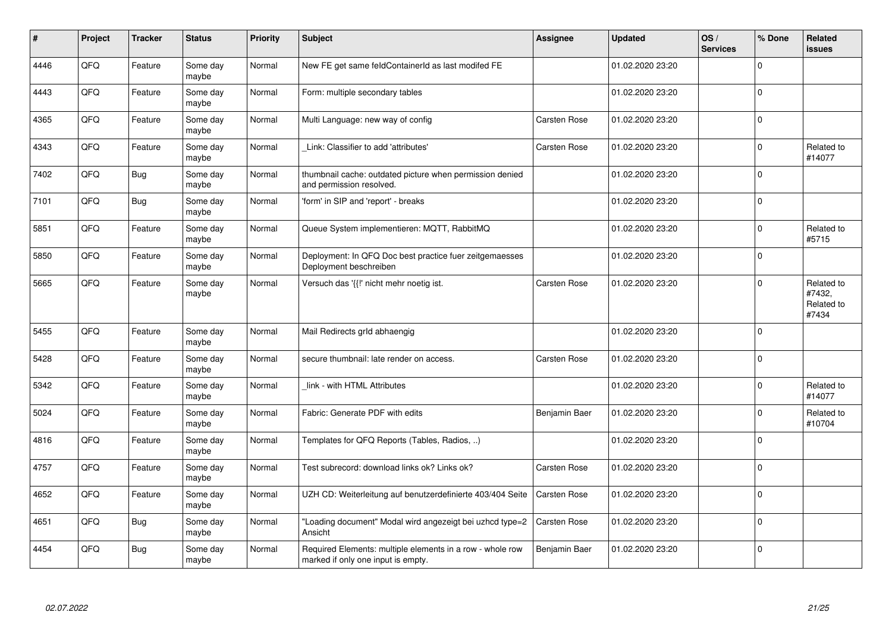| # | Project | Tracker | Status | Priority | Subject | Assignee | Updated | OS / Services | % Done | Related issues |
|---|---|---|---|---|---|---|---|---|---|---|
| 4446 | QFQ | Feature | Some day maybe | Normal | New FE get same feldContainerId as last modifed FE | | 01.02.2020 23:20 | | 0 | |
| 4443 | QFQ | Feature | Some day maybe | Normal | Form: multiple secondary tables | | 01.02.2020 23:20 | | 0 | |
| 4365 | QFQ | Feature | Some day maybe | Normal | Multi Language: new way of config | Carsten Rose | 01.02.2020 23:20 | | 0 | |
| 4343 | QFQ | Feature | Some day maybe | Normal | _Link: Classifier to add 'attributes' | Carsten Rose | 01.02.2020 23:20 | | 0 | Related to #14077 |
| 7402 | QFQ | Bug | Some day maybe | Normal | thumbnail cache: outdated picture when permission denied and permission resolved. | | 01.02.2020 23:20 | | 0 | |
| 7101 | QFQ | Bug | Some day maybe | Normal | 'form' in SIP and 'report' - breaks | | 01.02.2020 23:20 | | 0 | |
| 5851 | QFQ | Feature | Some day maybe | Normal | Queue System implementieren: MQTT, RabbitMQ | | 01.02.2020 23:20 | | 0 | Related to #5715 |
| 5850 | QFQ | Feature | Some day maybe | Normal | Deployment: In QFQ Doc best practice fuer zeitgemaesses Deployment beschreiben | | 01.02.2020 23:20 | | 0 | |
| 5665 | QFQ | Feature | Some day maybe | Normal | Versuch das '{{!' nicht mehr noetig ist. | Carsten Rose | 01.02.2020 23:20 | | 0 | Related to #7432, Related to #7434 |
| 5455 | QFQ | Feature | Some day maybe | Normal | Mail Redirects grId abhaengig | | 01.02.2020 23:20 | | 0 | |
| 5428 | QFQ | Feature | Some day maybe | Normal | secure thumbnail: late render on access. | Carsten Rose | 01.02.2020 23:20 | | 0 | |
| 5342 | QFQ | Feature | Some day maybe | Normal | _link - with HTML Attributes | | 01.02.2020 23:20 | | 0 | Related to #14077 |
| 5024 | QFQ | Feature | Some day maybe | Normal | Fabric: Generate PDF with edits | Benjamin Baer | 01.02.2020 23:20 | | 0 | Related to #10704 |
| 4816 | QFQ | Feature | Some day maybe | Normal | Templates for QFQ Reports (Tables, Radios, ..) | | 01.02.2020 23:20 | | 0 | |
| 4757 | QFQ | Feature | Some day maybe | Normal | Test subrecord: download links ok? Links ok? | Carsten Rose | 01.02.2020 23:20 | | 0 | |
| 4652 | QFQ | Feature | Some day maybe | Normal | UZH CD: Weiterleitung auf benutzerdefinierte 403/404 Seite | Carsten Rose | 01.02.2020 23:20 | | 0 | |
| 4651 | QFQ | Bug | Some day maybe | Normal | "Loading document" Modal wird angezeigt bei uzhcd type=2 Ansicht | Carsten Rose | 01.02.2020 23:20 | | 0 | |
| 4454 | QFQ | Bug | Some day maybe | Normal | Required Elements: multiple elements in a row - whole row marked if only one input is empty. | Benjamin Baer | 01.02.2020 23:20 | | 0 | |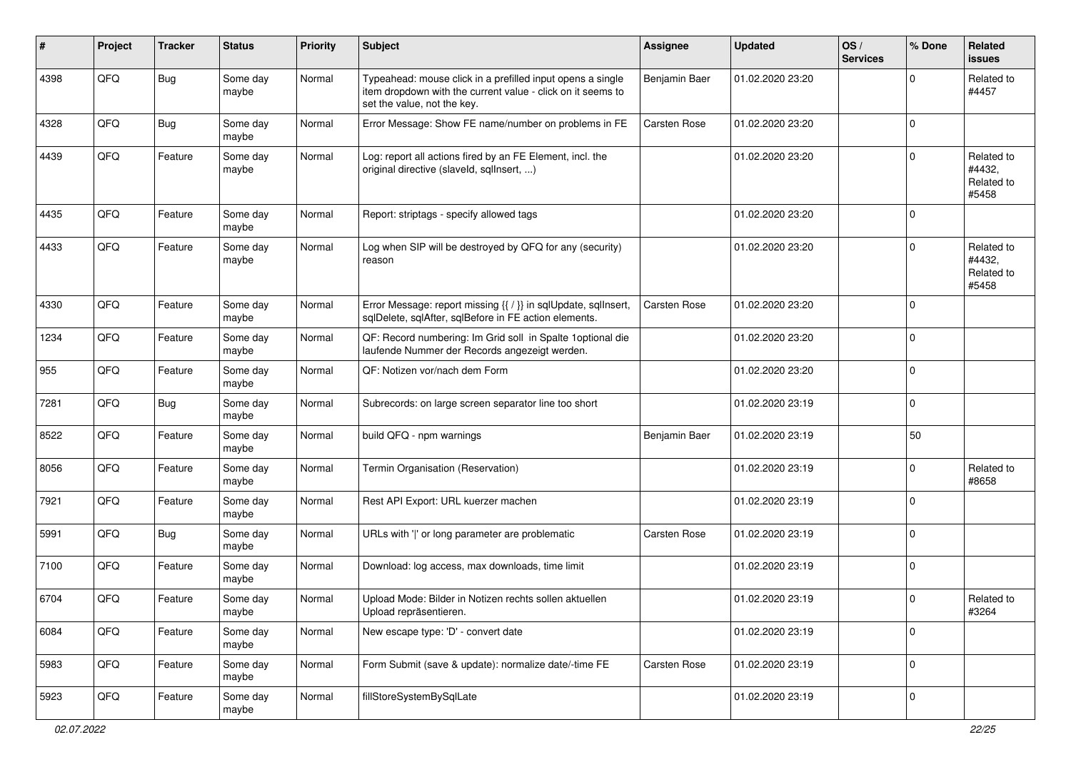| # | Project | Tracker | Status | Priority | Subject | Assignee | Updated | OS / Services | % Done | Related issues |
|---|---|---|---|---|---|---|---|---|---|---|
| 4398 | QFQ | Bug | Some day maybe | Normal | Typeahead: mouse click in a prefilled input opens a single item dropdown with the current value - click on it seems to set the value, not the key. | Benjamin Baer | 01.02.2020 23:20 | | 0 | Related to #4457 |
| 4328 | QFQ | Bug | Some day maybe | Normal | Error Message: Show FE name/number on problems in FE | Carsten Rose | 01.02.2020 23:20 | | 0 | |
| 4439 | QFQ | Feature | Some day maybe | Normal | Log: report all actions fired by an FE Element, incl. the original directive (slaveId, sqlInsert, ...) | | 01.02.2020 23:20 | | 0 | Related to #4432, Related to #5458 |
| 4435 | QFQ | Feature | Some day maybe | Normal | Report: striptags - specify allowed tags | | 01.02.2020 23:20 | | 0 | |
| 4433 | QFQ | Feature | Some day maybe | Normal | Log when SIP will be destroyed by QFQ for any (security) reason | | 01.02.2020 23:20 | | 0 | Related to #4432, Related to #5458 |
| 4330 | QFQ | Feature | Some day maybe | Normal | Error Message: report missing {{ / }} in sqlUpdate, sqlInsert, sqlDelete, sqlAfter, sqlBefore in FE action elements. | Carsten Rose | 01.02.2020 23:20 | | 0 | |
| 1234 | QFQ | Feature | Some day maybe | Normal | QF: Record numbering: Im Grid soll in Spalte 1optional die laufende Nummer der Records angezeigt werden. | | 01.02.2020 23:20 | | 0 | |
| 955 | QFQ | Feature | Some day maybe | Normal | QF: Notizen vor/nach dem Form | | 01.02.2020 23:20 | | 0 | |
| 7281 | QFQ | Bug | Some day maybe | Normal | Subrecords: on large screen separator line too short | | 01.02.2020 23:19 | | 0 | |
| 8522 | QFQ | Feature | Some day maybe | Normal | build QFQ - npm warnings | Benjamin Baer | 01.02.2020 23:19 | | 50 | |
| 8056 | QFQ | Feature | Some day maybe | Normal | Termin Organisation (Reservation) | | 01.02.2020 23:19 | | 0 | Related to #8658 |
| 7921 | QFQ | Feature | Some day maybe | Normal | Rest API Export: URL kuerzer machen | | 01.02.2020 23:19 | | 0 | |
| 5991 | QFQ | Bug | Some day maybe | Normal | URLs with '\|' or long parameter are problematic | Carsten Rose | 01.02.2020 23:19 | | 0 | |
| 7100 | QFQ | Feature | Some day maybe | Normal | Download: log access, max downloads, time limit | | 01.02.2020 23:19 | | 0 | |
| 6704 | QFQ | Feature | Some day maybe | Normal | Upload Mode: Bilder in Notizen rechts sollen aktuellen Upload repräsentieren. | | 01.02.2020 23:19 | | 0 | Related to #3264 |
| 6084 | QFQ | Feature | Some day maybe | Normal | New escape type: 'D' - convert date | | 01.02.2020 23:19 | | 0 | |
| 5983 | QFQ | Feature | Some day maybe | Normal | Form Submit (save & update): normalize date/-time FE | Carsten Rose | 01.02.2020 23:19 | | 0 | |
| 5923 | QFQ | Feature | Some day maybe | Normal | fillStoreSystemBySqlLate | | 01.02.2020 23:19 | | 0 | |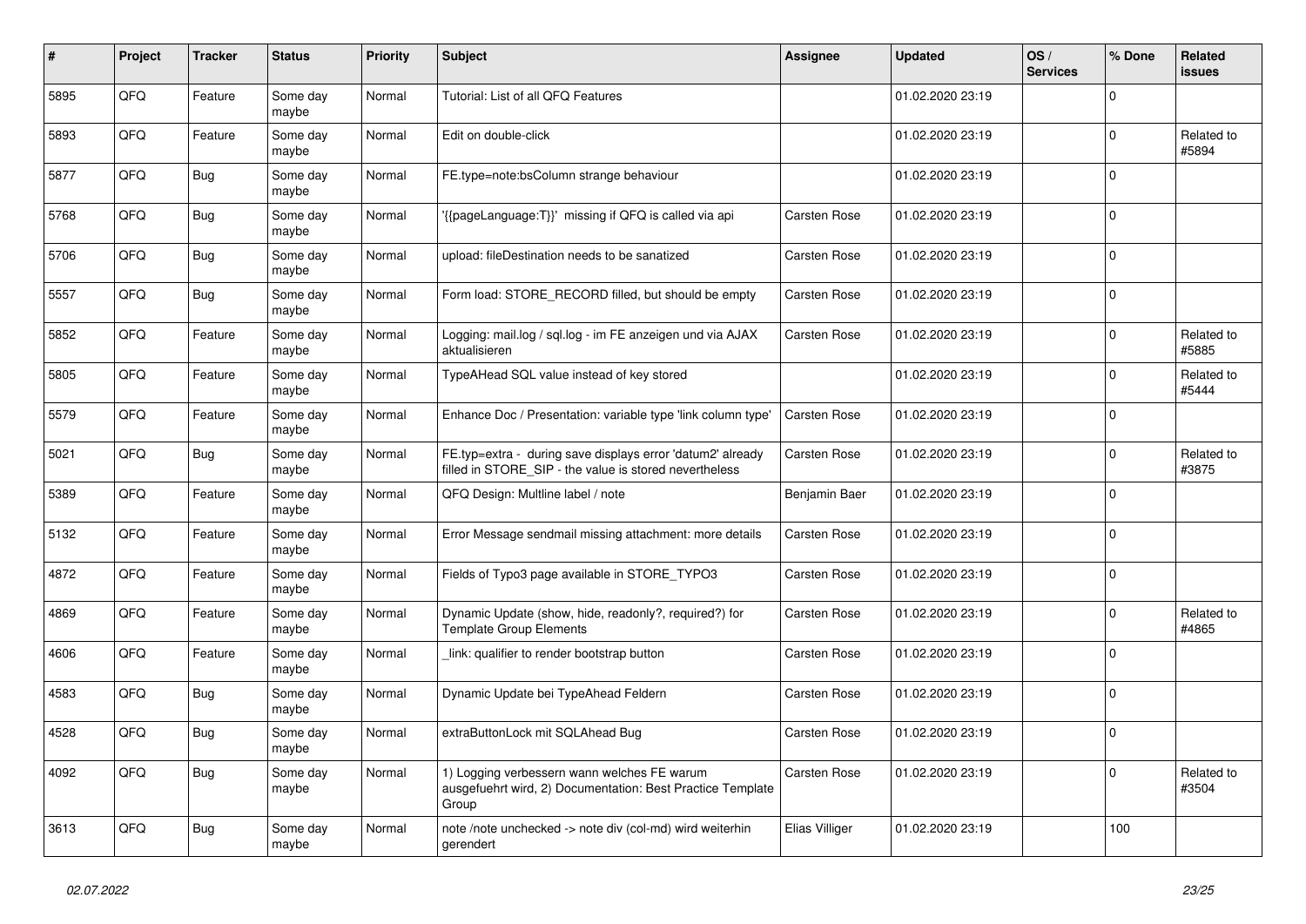| # | Project | Tracker | Status | Priority | Subject | Assignee | Updated | OS / Services | % Done | Related issues |
|---|---|---|---|---|---|---|---|---|---|---|
| 5895 | QFQ | Feature | Some day maybe | Normal | Tutorial: List of all QFQ Features | | 01.02.2020 23:19 | | 0 | |
| 5893 | QFQ | Feature | Some day maybe | Normal | Edit on double-click | | 01.02.2020 23:19 | | 0 | Related to #5894 |
| 5877 | QFQ | Bug | Some day maybe | Normal | FE.type=note:bsColumn strange behaviour | | 01.02.2020 23:19 | | 0 | |
| 5768 | QFQ | Bug | Some day maybe | Normal | '{{pageLanguage:T}}' missing if QFQ is called via api | Carsten Rose | 01.02.2020 23:19 | | 0 | |
| 5706 | QFQ | Bug | Some day maybe | Normal | upload: fileDestination needs to be sanatized | Carsten Rose | 01.02.2020 23:19 | | 0 | |
| 5557 | QFQ | Bug | Some day maybe | Normal | Form load: STORE_RECORD filled, but should be empty | Carsten Rose | 01.02.2020 23:19 | | 0 | |
| 5852 | QFQ | Feature | Some day maybe | Normal | Logging: mail.log / sql.log - im FE anzeigen und via AJAX aktualisieren | Carsten Rose | 01.02.2020 23:19 | | 0 | Related to #5885 |
| 5805 | QFQ | Feature | Some day maybe | Normal | TypeAHead SQL value instead of key stored | | 01.02.2020 23:19 | | 0 | Related to #5444 |
| 5579 | QFQ | Feature | Some day maybe | Normal | Enhance Doc / Presentation: variable type 'link column type' | Carsten Rose | 01.02.2020 23:19 | | 0 | |
| 5021 | QFQ | Bug | Some day maybe | Normal | FE.typ=extra - during save displays error 'datum2' already filled in STORE_SIP - the value is stored nevertheless | Carsten Rose | 01.02.2020 23:19 | | 0 | Related to #3875 |
| 5389 | QFQ | Feature | Some day maybe | Normal | QFQ Design: Multline label / note | Benjamin Baer | 01.02.2020 23:19 | | 0 | |
| 5132 | QFQ | Feature | Some day maybe | Normal | Error Message sendmail missing attachment: more details | Carsten Rose | 01.02.2020 23:19 | | 0 | |
| 4872 | QFQ | Feature | Some day maybe | Normal | Fields of Typo3 page available in STORE_TYPO3 | Carsten Rose | 01.02.2020 23:19 | | 0 | |
| 4869 | QFQ | Feature | Some day maybe | Normal | Dynamic Update (show, hide, readonly?, required?) for Template Group Elements | Carsten Rose | 01.02.2020 23:19 | | 0 | Related to #4865 |
| 4606 | QFQ | Feature | Some day maybe | Normal | _link: qualifier to render bootstrap button | Carsten Rose | 01.02.2020 23:19 | | 0 | |
| 4583 | QFQ | Bug | Some day maybe | Normal | Dynamic Update bei TypeAhead Feldern | Carsten Rose | 01.02.2020 23:19 | | 0 | |
| 4528 | QFQ | Bug | Some day maybe | Normal | extraButtonLock mit SQLAhead Bug | Carsten Rose | 01.02.2020 23:19 | | 0 | |
| 4092 | QFQ | Bug | Some day maybe | Normal | 1) Logging verbessern wann welches FE warum ausgefuehrt wird, 2) Documentation: Best Practice Template Group | Carsten Rose | 01.02.2020 23:19 | | 0 | Related to #3504 |
| 3613 | QFQ | Bug | Some day maybe | Normal | note /note unchecked -> note div (col-md) wird weiterhin gerendert | Elias Villiger | 01.02.2020 23:19 | | 100 | |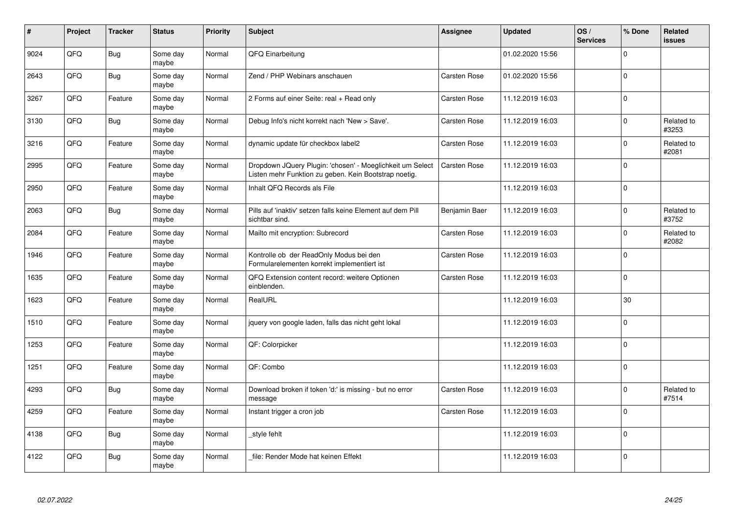| # | Project | Tracker | Status | Priority | Subject | Assignee | Updated | OS / Services | % Done | Related issues |
|---|---|---|---|---|---|---|---|---|---|---|
| 9024 | QFQ | Bug | Some day maybe | Normal | QFQ Einarbeitung | | 01.02.2020 15:56 | | 0 | |
| 2643 | QFQ | Bug | Some day maybe | Normal | Zend / PHP Webinars anschauen | Carsten Rose | 01.02.2020 15:56 | | 0 | |
| 3267 | QFQ | Feature | Some day maybe | Normal | 2 Forms auf einer Seite: real + Read only | Carsten Rose | 11.12.2019 16:03 | | 0 | |
| 3130 | QFQ | Bug | Some day maybe | Normal | Debug Info's nicht korrekt nach 'New > Save'. | Carsten Rose | 11.12.2019 16:03 | | 0 | Related to #3253 |
| 3216 | QFQ | Feature | Some day maybe | Normal | dynamic update für checkbox label2 | Carsten Rose | 11.12.2019 16:03 | | 0 | Related to #2081 |
| 2995 | QFQ | Feature | Some day maybe | Normal | Dropdown JQuery Plugin: 'chosen' - Moeglichkeit um Select Listen mehr Funktion zu geben. Kein Bootstrap noetig. | Carsten Rose | 11.12.2019 16:03 | | 0 | |
| 2950 | QFQ | Feature | Some day maybe | Normal | Inhalt QFQ Records als File | | 11.12.2019 16:03 | | 0 | |
| 2063 | QFQ | Bug | Some day maybe | Normal | Pills auf 'inaktiv' setzen falls keine Element auf dem Pill sichtbar sind. | Benjamin Baer | 11.12.2019 16:03 | | 0 | Related to #3752 |
| 2084 | QFQ | Feature | Some day maybe | Normal | Mailto mit encryption: Subrecord | Carsten Rose | 11.12.2019 16:03 | | 0 | Related to #2082 |
| 1946 | QFQ | Feature | Some day maybe | Normal | Kontrolle ob der ReadOnly Modus bei den Formularelementen korrekt implementiert ist | Carsten Rose | 11.12.2019 16:03 | | 0 | |
| 1635 | QFQ | Feature | Some day maybe | Normal | QFQ Extension content record: weitere Optionen einblenden. | Carsten Rose | 11.12.2019 16:03 | | 0 | |
| 1623 | QFQ | Feature | Some day maybe | Normal | RealURL | | 11.12.2019 16:03 | | 30 | |
| 1510 | QFQ | Feature | Some day maybe | Normal | jquery von google laden, falls das nicht geht lokal | | 11.12.2019 16:03 | | 0 | |
| 1253 | QFQ | Feature | Some day maybe | Normal | QF: Colorpicker | | 11.12.2019 16:03 | | 0 | |
| 1251 | QFQ | Feature | Some day maybe | Normal | QF: Combo | | 11.12.2019 16:03 | | 0 | |
| 4293 | QFQ | Bug | Some day maybe | Normal | Download broken if token 'd:' is missing - but no error message | Carsten Rose | 11.12.2019 16:03 | | 0 | Related to #7514 |
| 4259 | QFQ | Feature | Some day maybe | Normal | Instant trigger a cron job | Carsten Rose | 11.12.2019 16:03 | | 0 | |
| 4138 | QFQ | Bug | Some day maybe | Normal | _style fehlt | | 11.12.2019 16:03 | | 0 | |
| 4122 | QFQ | Bug | Some day maybe | Normal | _file: Render Mode hat keinen Effekt | | 11.12.2019 16:03 | | 0 | |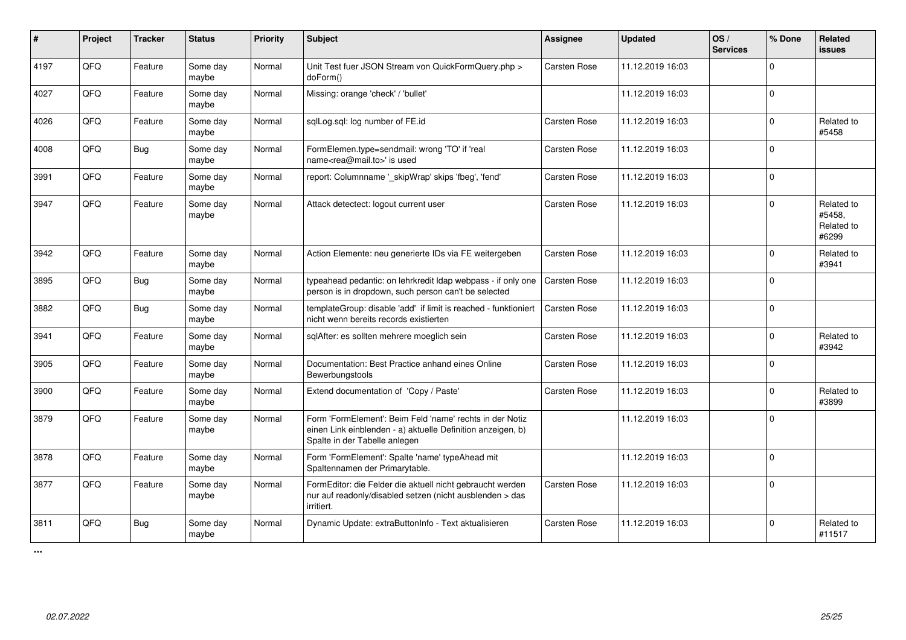| # | Project | Tracker | Status | Priority | Subject | Assignee | Updated | OS / Services | % Done | Related issues |
|---|---|---|---|---|---|---|---|---|---|---|
| 4197 | QFQ | Feature | Some day maybe | Normal | Unit Test fuer JSON Stream von QuickFormQuery.php > doForm() | Carsten Rose | 11.12.2019 16:03 | | 0 | |
| 4027 | QFQ | Feature | Some day maybe | Normal | Missing: orange 'check' / 'bullet' | | 11.12.2019 16:03 | | 0 | |
| 4026 | QFQ | Feature | Some day maybe | Normal | sqlLog.sql: log number of FE.id | Carsten Rose | 11.12.2019 16:03 | | 0 | Related to #5458 |
| 4008 | QFQ | Bug | Some day maybe | Normal | FormElemen.type=sendmail: wrong 'TO' if 'real name<rea@mail.to>' is used | Carsten Rose | 11.12.2019 16:03 | | 0 | |
| 3991 | QFQ | Feature | Some day maybe | Normal | report: Columnname '_skipWrap' skips 'fbeg', 'fend' | Carsten Rose | 11.12.2019 16:03 | | 0 | |
| 3947 | QFQ | Feature | Some day maybe | Normal | Attack detectect: logout current user | Carsten Rose | 11.12.2019 16:03 | | 0 | Related to #5458, Related to #6299 |
| 3942 | QFQ | Feature | Some day maybe | Normal | Action Elemente: neu generierte IDs via FE weitergeben | Carsten Rose | 11.12.2019 16:03 | | 0 | Related to #3941 |
| 3895 | QFQ | Bug | Some day maybe | Normal | typeahead pedantic: on lehrkredit ldap webpass - if only one person is in dropdown, such person can't be selected | Carsten Rose | 11.12.2019 16:03 | | 0 | |
| 3882 | QFQ | Bug | Some day maybe | Normal | templateGroup: disable 'add' if limit is reached - funktioniert nicht wenn bereits records existierten | Carsten Rose | 11.12.2019 16:03 | | 0 | |
| 3941 | QFQ | Feature | Some day maybe | Normal | sqlAfter: es sollten mehrere moeglich sein | Carsten Rose | 11.12.2019 16:03 | | 0 | Related to #3942 |
| 3905 | QFQ | Feature | Some day maybe | Normal | Documentation: Best Practice anhand eines Online Bewerbungstools | Carsten Rose | 11.12.2019 16:03 | | 0 | |
| 3900 | QFQ | Feature | Some day maybe | Normal | Extend documentation of 'Copy / Paste' | Carsten Rose | 11.12.2019 16:03 | | 0 | Related to #3899 |
| 3879 | QFQ | Feature | Some day maybe | Normal | Form 'FormElement': Beim Feld 'name' rechts in der Notiz einen Link einblenden - a) aktuelle Definition anzeigen, b) Spalte in der Tabelle anlegen | | 11.12.2019 16:03 | | 0 | |
| 3878 | QFQ | Feature | Some day maybe | Normal | Form 'FormElement': Spalte 'name' typeAhead mit Spaltennamen der Primarytable. | | 11.12.2019 16:03 | | 0 | |
| 3877 | QFQ | Feature | Some day maybe | Normal | FormEditor: die Felder die aktuell nicht gebraucht werden nur auf readonly/disabled setzen (nicht ausblenden > das irritiert. | Carsten Rose | 11.12.2019 16:03 | | 0 | |
| 3811 | QFQ | Bug | Some day maybe | Normal | Dynamic Update: extraButtonInfo - Text aktualisieren | Carsten Rose | 11.12.2019 16:03 | | 0 | Related to #11517 |

...